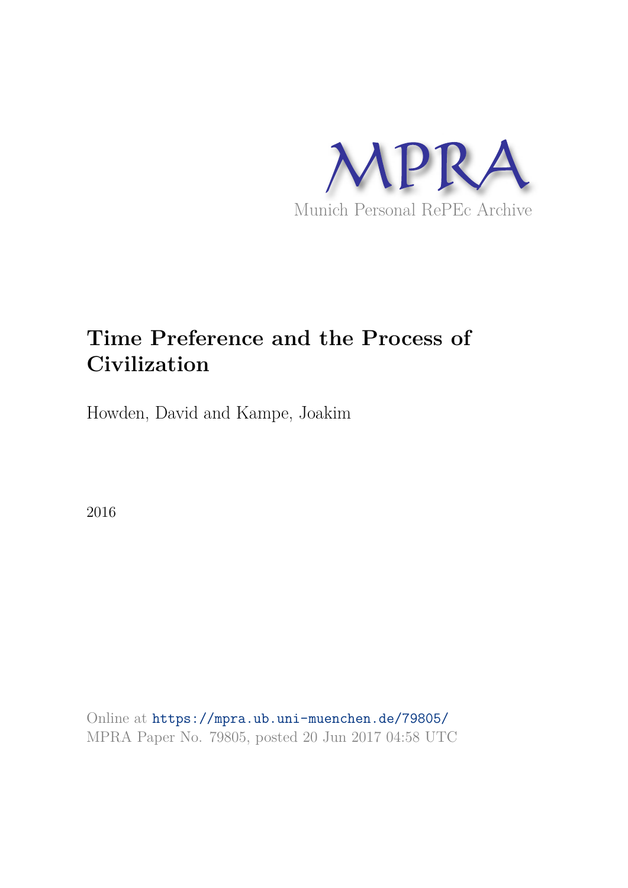MPRA

Munich Personal RePEc Archive

# Time Preference and the Process of Civilization

Howden, David and Kampe, Joakim

2016

Online at https://mpra.ub.uni-muenchen.de/79805/
MPRA Paper No. 79805, posted 20 Jun 2017 04:58 UTC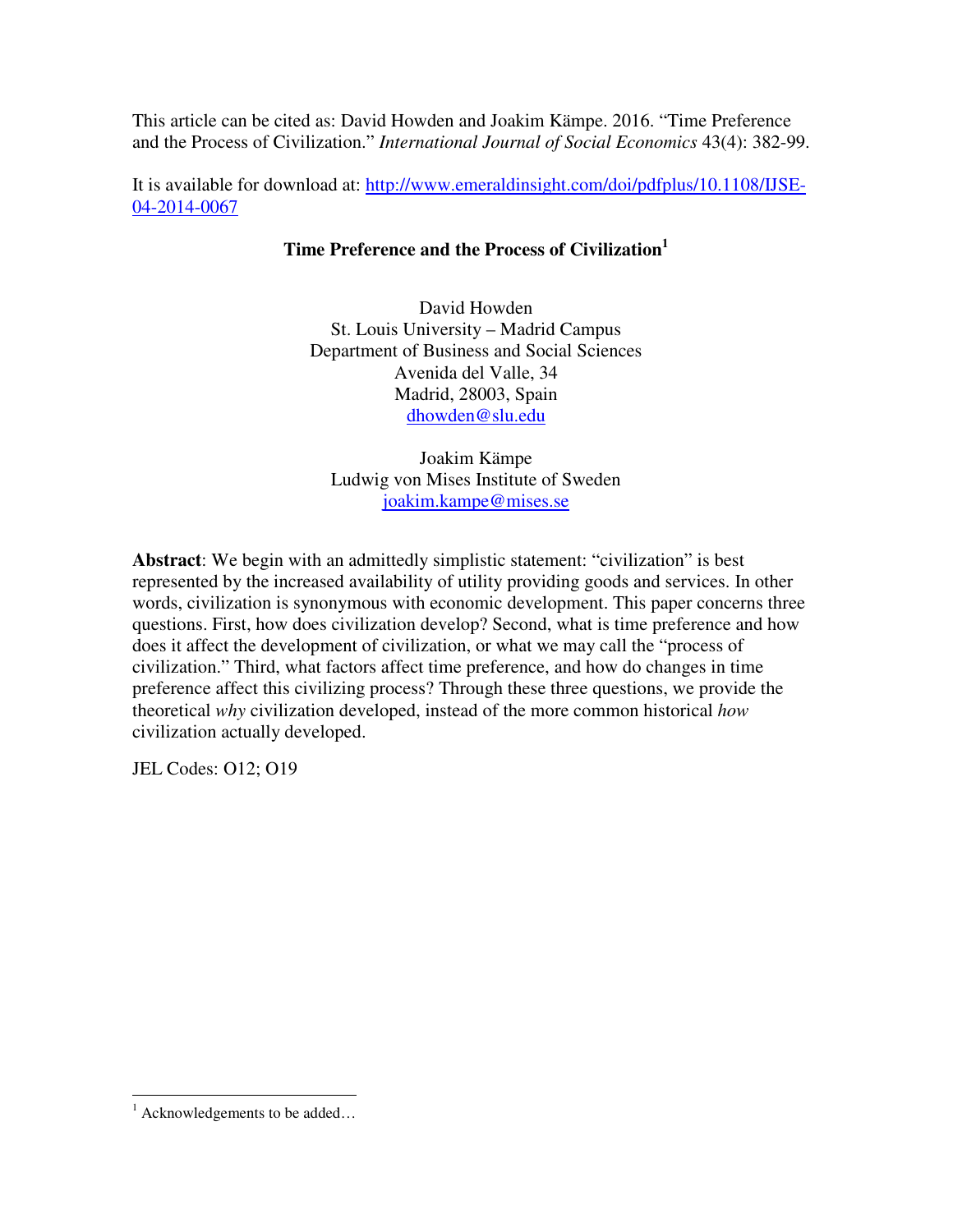This article can be cited as: David Howden and Joakim Kämpe. 2016. "Time Preference and the Process of Civilization." *International Journal of Social Economics* 43(4): 382-99.

It is available for download at: http://www.emeraldinsight.com/doi/pdfplus/10.1108/IJSE-04-2014-0067

## Time Preference and the Process of Civilization[1]

David Howden
St. Louis University – Madrid Campus
Department of Business and Social Sciences
Avenida del Valle, 34
Madrid, 28003, Spain
dhowden@slu.edu

Joakim Kämpe
Ludwig von Mises Institute of Sweden
joakim.kampe@mises.se

**Abstract**: We begin with an admittedly simplistic statement: "civilization" is best represented by the increased availability of utility providing goods and services. In other words, civilization is synonymous with economic development. This paper concerns three questions. First, how does civilization develop? Second, what is time preference and how does it affect the development of civilization, or what we may call the "process of civilization." Third, what factors affect time preference, and how do changes in time preference affect this civilizing process? Through these three questions, we provide the theoretical *why* civilization developed, instead of the more common historical *how* civilization actually developed.

JEL Codes: O12; O19

[1] Acknowledgements to be added…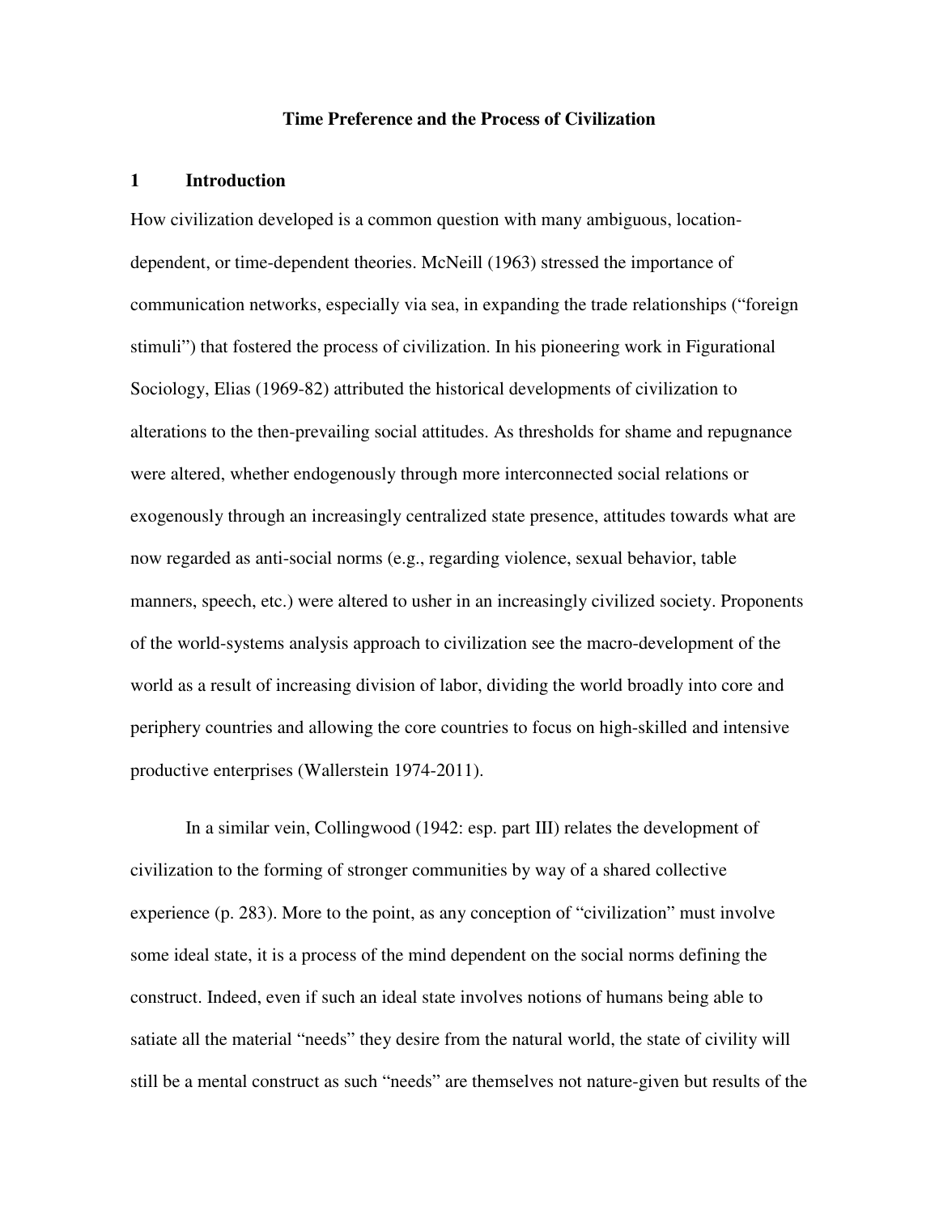# Time Preference and the Process of Civilization

## 1 Introduction

How civilization developed is a common question with many ambiguous, location-dependent, or time-dependent theories. McNeill (1963) stressed the importance of communication networks, especially via sea, in expanding the trade relationships ("foreign stimuli") that fostered the process of civilization. In his pioneering work in Figurational Sociology, Elias (1969-82) attributed the historical developments of civilization to alterations to the then-prevailing social attitudes. As thresholds for shame and repugnance were altered, whether endogenously through more interconnected social relations or exogenously through an increasingly centralized state presence, attitudes towards what are now regarded as anti-social norms (e.g., regarding violence, sexual behavior, table manners, speech, etc.) were altered to usher in an increasingly civilized society. Proponents of the world-systems analysis approach to civilization see the macro-development of the world as a result of increasing division of labor, dividing the world broadly into core and periphery countries and allowing the core countries to focus on high-skilled and intensive productive enterprises (Wallerstein 1974-2011).

In a similar vein, Collingwood (1942: esp. part III) relates the development of civilization to the forming of stronger communities by way of a shared collective experience (p. 283). More to the point, as any conception of "civilization" must involve some ideal state, it is a process of the mind dependent on the social norms defining the construct. Indeed, even if such an ideal state involves notions of humans being able to satiate all the material "needs" they desire from the natural world, the state of civility will still be a mental construct as such "needs" are themselves not nature-given but results of the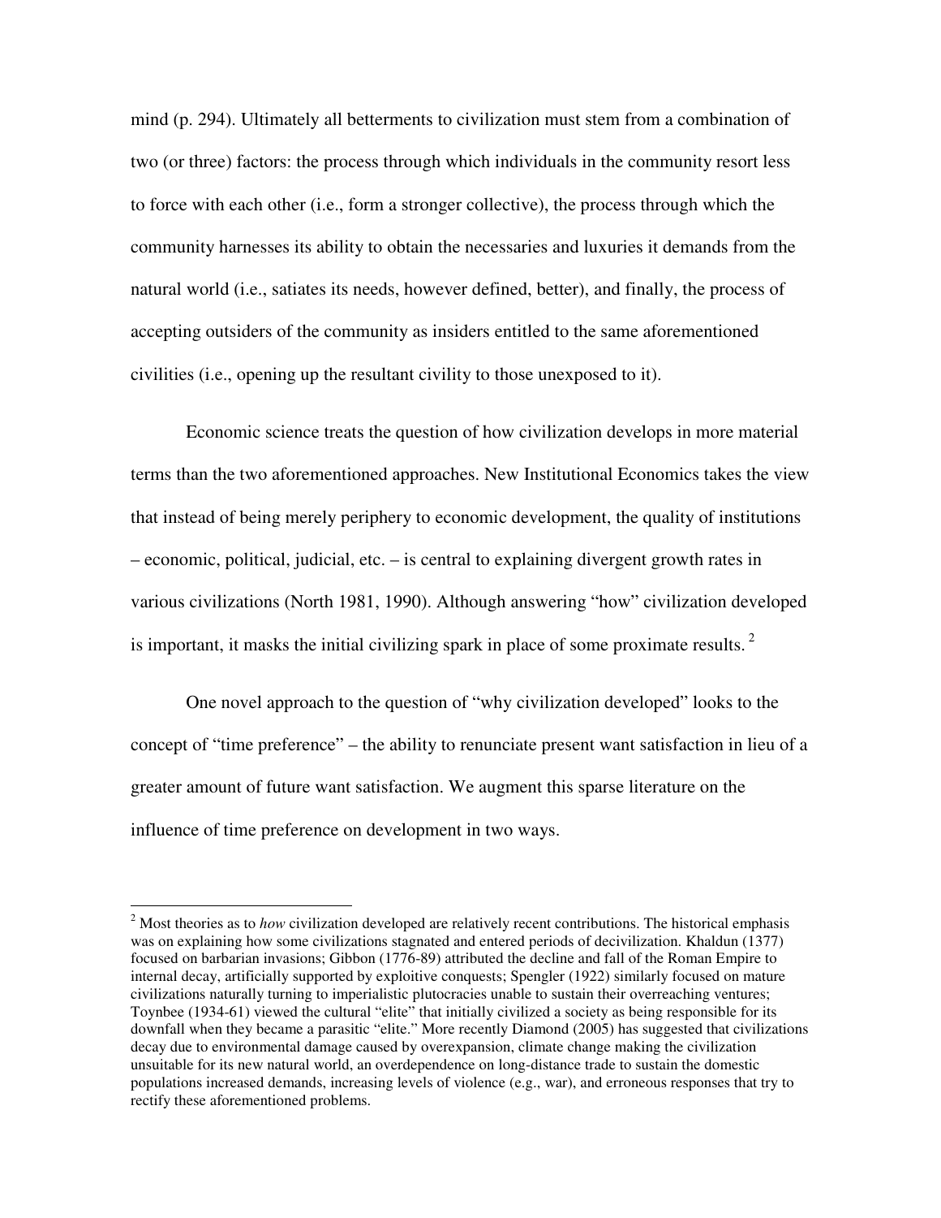mind (p. 294). Ultimately all betterments to civilization must stem from a combination of two (or three) factors: the process through which individuals in the community resort less to force with each other (i.e., form a stronger collective), the process through which the community harnesses its ability to obtain the necessaries and luxuries it demands from the natural world (i.e., satiates its needs, however defined, better), and finally, the process of accepting outsiders of the community as insiders entitled to the same aforementioned civilities (i.e., opening up the resultant civility to those unexposed to it).

Economic science treats the question of how civilization develops in more material terms than the two aforementioned approaches. New Institutional Economics takes the view that instead of being merely periphery to economic development, the quality of institutions – economic, political, judicial, etc. – is central to explaining divergent growth rates in various civilizations (North 1981, 1990). Although answering "how" civilization developed is important, it masks the initial civilizing spark in place of some proximate results. [2]

One novel approach to the question of "why civilization developed" looks to the concept of "time preference" – the ability to renunciate present want satisfaction in lieu of a greater amount of future want satisfaction. We augment this sparse literature on the influence of time preference on development in two ways.

---

[2] Most theories as to *how* civilization developed are relatively recent contributions. The historical emphasis was on explaining how some civilizations stagnated and entered periods of decivilization. Khaldun (1377) focused on barbarian invasions; Gibbon (1776-89) attributed the decline and fall of the Roman Empire to internal decay, artificially supported by exploitive conquests; Spengler (1922) similarly focused on mature civilizations naturally turning to imperialistic plutocracies unable to sustain their overreaching ventures; Toynbee (1934-61) viewed the cultural "elite" that initially civilized a society as being responsible for its downfall when they became a parasitic "elite." More recently Diamond (2005) has suggested that civilizations decay due to environmental damage caused by overexpansion, climate change making the civilization unsuitable for its new natural world, an overdependence on long-distance trade to sustain the domestic populations increased demands, increasing levels of violence (e.g., war), and erroneous responses that try to rectify these aforementioned problems.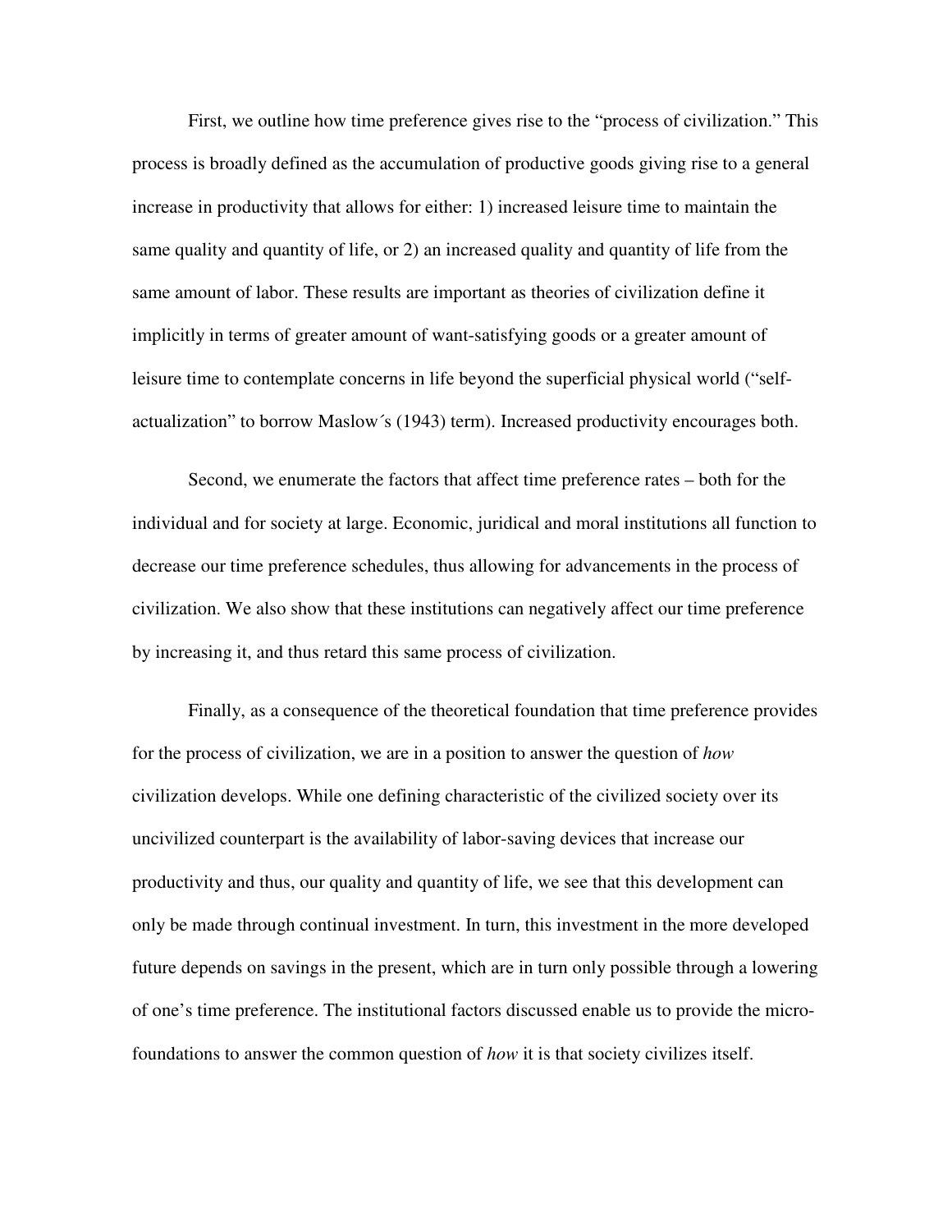First, we outline how time preference gives rise to the "process of civilization." This process is broadly defined as the accumulation of productive goods giving rise to a general increase in productivity that allows for either: 1) increased leisure time to maintain the same quality and quantity of life, or 2) an increased quality and quantity of life from the same amount of labor. These results are important as theories of civilization define it implicitly in terms of greater amount of want-satisfying goods or a greater amount of leisure time to contemplate concerns in life beyond the superficial physical world ("self-actualization" to borrow Maslow´s (1943) term). Increased productivity encourages both.

Second, we enumerate the factors that affect time preference rates – both for the individual and for society at large. Economic, juridical and moral institutions all function to decrease our time preference schedules, thus allowing for advancements in the process of civilization. We also show that these institutions can negatively affect our time preference by increasing it, and thus retard this same process of civilization.

Finally, as a consequence of the theoretical foundation that time preference provides for the process of civilization, we are in a position to answer the question of *how* civilization develops. While one defining characteristic of the civilized society over its uncivilized counterpart is the availability of labor-saving devices that increase our productivity and thus, our quality and quantity of life, we see that this development can only be made through continual investment. In turn, this investment in the more developed future depends on savings in the present, which are in turn only possible through a lowering of one's time preference. The institutional factors discussed enable us to provide the micro-foundations to answer the common question of *how* it is that society civilizes itself.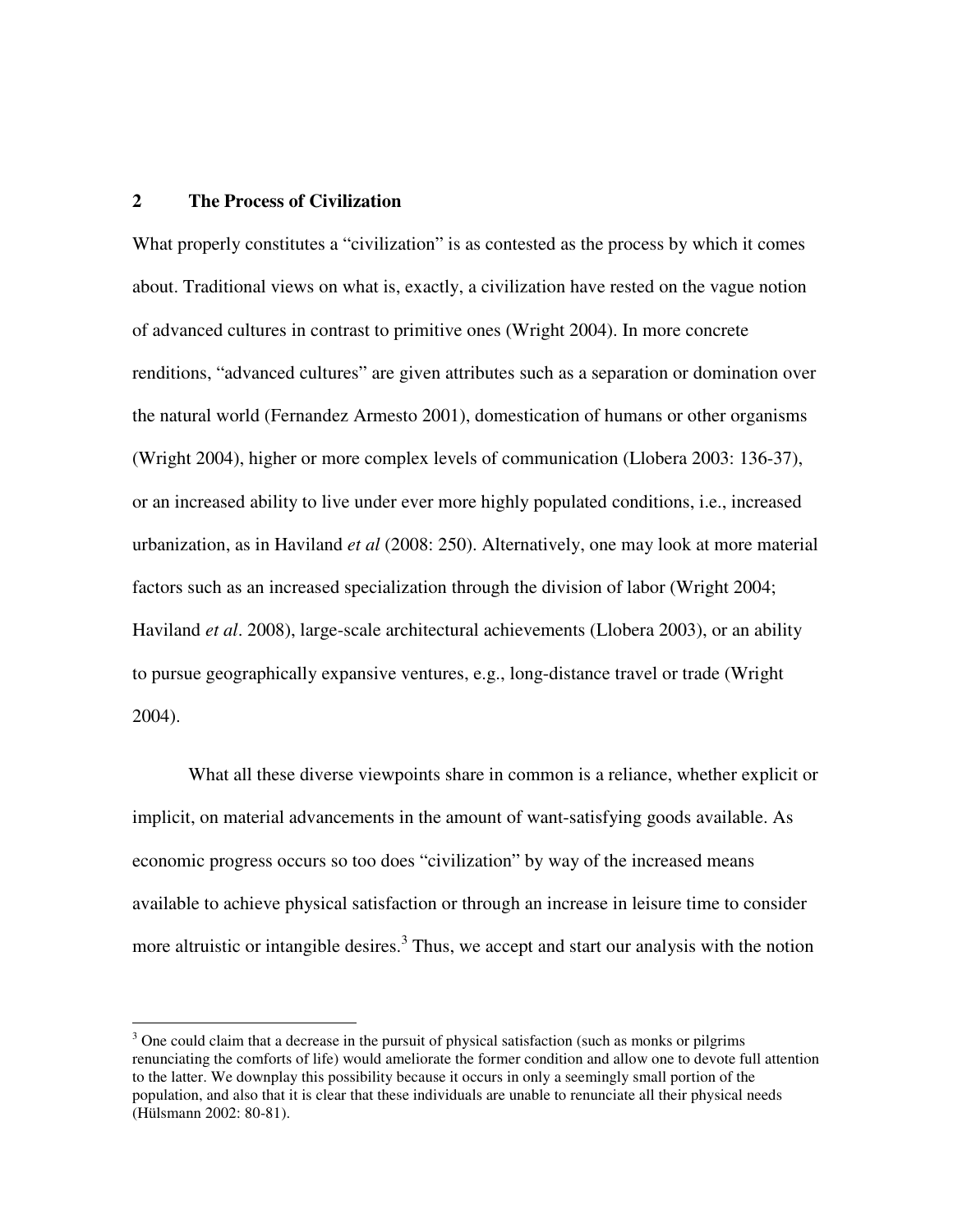## 2 The Process of Civilization

What properly constitutes a "civilization" is as contested as the process by which it comes about. Traditional views on what is, exactly, a civilization have rested on the vague notion of advanced cultures in contrast to primitive ones (Wright 2004). In more concrete renditions, "advanced cultures" are given attributes such as a separation or domination over the natural world (Fernandez Armesto 2001), domestication of humans or other organisms (Wright 2004), higher or more complex levels of communication (Llobera 2003: 136-37), or an increased ability to live under ever more highly populated conditions, i.e., increased urbanization, as in Haviland *et al* (2008: 250). Alternatively, one may look at more material factors such as an increased specialization through the division of labor (Wright 2004; Haviland *et al*. 2008), large-scale architectural achievements (Llobera 2003), or an ability to pursue geographically expansive ventures, e.g., long-distance travel or trade (Wright 2004).

What all these diverse viewpoints share in common is a reliance, whether explicit or implicit, on material advancements in the amount of want-satisfying goods available. As economic progress occurs so too does "civilization" by way of the increased means available to achieve physical satisfaction or through an increase in leisure time to consider more altruistic or intangible desires.[3] Thus, we accept and start our analysis with the notion

[3] One could claim that a decrease in the pursuit of physical satisfaction (such as monks or pilgrims renunciating the comforts of life) would ameliorate the former condition and allow one to devote full attention to the latter. We downplay this possibility because it occurs in only a seemingly small portion of the population, and also that it is clear that these individuals are unable to renunciate all their physical needs (Hülsmann 2002: 80-81).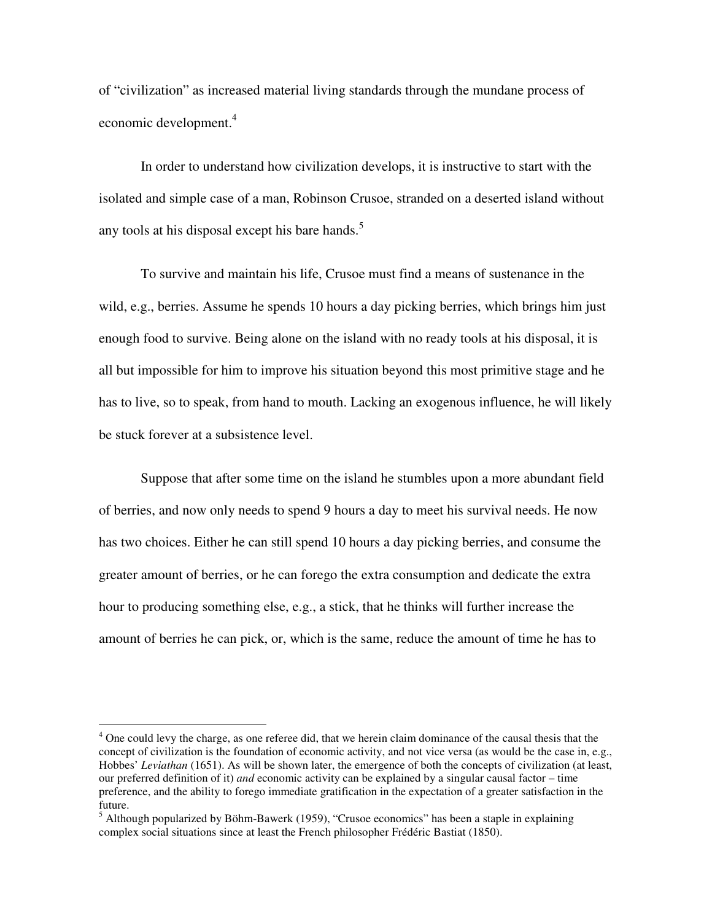of "civilization" as increased material living standards through the mundane process of economic development.[4]

In order to understand how civilization develops, it is instructive to start with the isolated and simple case of a man, Robinson Crusoe, stranded on a deserted island without any tools at his disposal except his bare hands.[5]

To survive and maintain his life, Crusoe must find a means of sustenance in the wild, e.g., berries. Assume he spends 10 hours a day picking berries, which brings him just enough food to survive. Being alone on the island with no ready tools at his disposal, it is all but impossible for him to improve his situation beyond this most primitive stage and he has to live, so to speak, from hand to mouth. Lacking an exogenous influence, he will likely be stuck forever at a subsistence level.

Suppose that after some time on the island he stumbles upon a more abundant field of berries, and now only needs to spend 9 hours a day to meet his survival needs. He now has two choices. Either he can still spend 10 hours a day picking berries, and consume the greater amount of berries, or he can forego the extra consumption and dedicate the extra hour to producing something else, e.g., a stick, that he thinks will further increase the amount of berries he can pick, or, which is the same, reduce the amount of time he has to

---

[4] One could levy the charge, as one referee did, that we herein claim dominance of the causal thesis that the concept of civilization is the foundation of economic activity, and not vice versa (as would be the case in, e.g., Hobbes' *Leviathan* (1651). As will be shown later, the emergence of both the concepts of civilization (at least, our preferred definition of it) *and* economic activity can be explained by a singular causal factor – time preference, and the ability to forego immediate gratification in the expectation of a greater satisfaction in the future.

[5] Although popularized by Böhm-Bawerk (1959), "Crusoe economics" has been a staple in explaining complex social situations since at least the French philosopher Frédéric Bastiat (1850).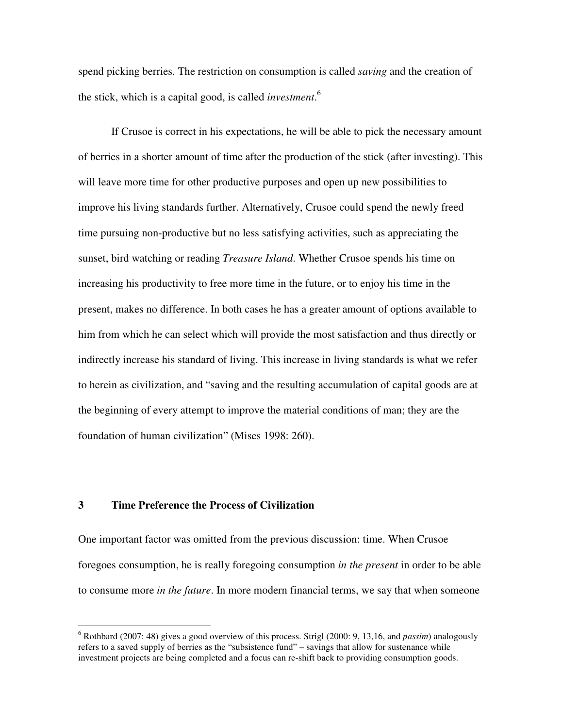spend picking berries. The restriction on consumption is called *saving* and the creation of the stick, which is a capital good, is called *investment*.[6]

If Crusoe is correct in his expectations, he will be able to pick the necessary amount of berries in a shorter amount of time after the production of the stick (after investing). This will leave more time for other productive purposes and open up new possibilities to improve his living standards further. Alternatively, Crusoe could spend the newly freed time pursuing non-productive but no less satisfying activities, such as appreciating the sunset, bird watching or reading *Treasure Island*. Whether Crusoe spends his time on increasing his productivity to free more time in the future, or to enjoy his time in the present, makes no difference. In both cases he has a greater amount of options available to him from which he can select which will provide the most satisfaction and thus directly or indirectly increase his standard of living. This increase in living standards is what we refer to herein as civilization, and "saving and the resulting accumulation of capital goods are at the beginning of every attempt to improve the material conditions of man; they are the foundation of human civilization" (Mises 1998: 260).

## 3 Time Preference the Process of Civilization

One important factor was omitted from the previous discussion: time. When Crusoe foregoes consumption, he is really foregoing consumption *in the present* in order to be able to consume more *in the future*. In more modern financial terms, we say that when someone

[6] Rothbard (2007: 48) gives a good overview of this process. Strigl (2000: 9, 13,16, and *passim*) analogously refers to a saved supply of berries as the "subsistence fund" – savings that allow for sustenance while investment projects are being completed and a focus can re-shift back to providing consumption goods.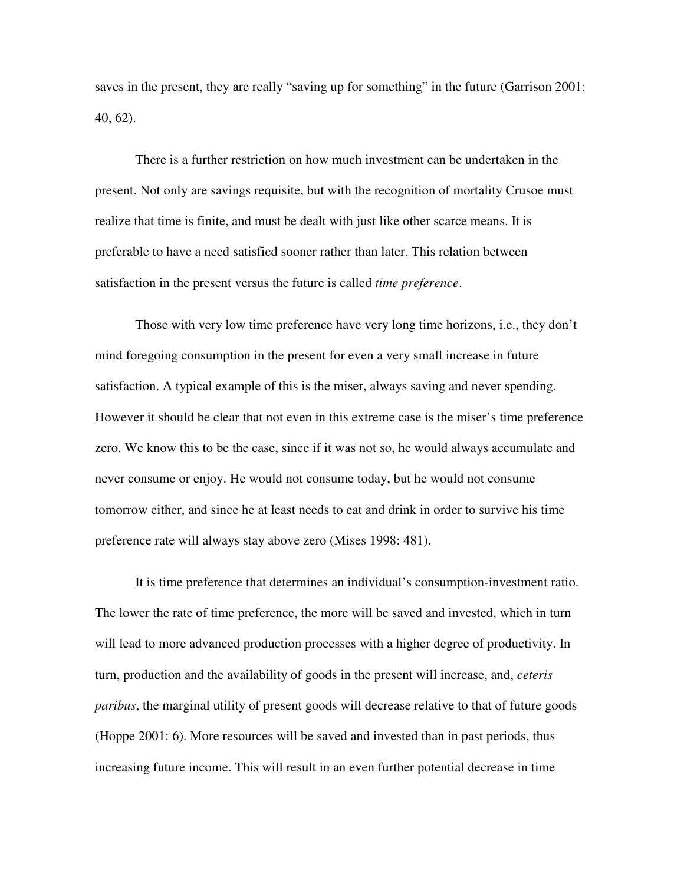saves in the present, they are really "saving up for something" in the future (Garrison 2001: 40, 62).

There is a further restriction on how much investment can be undertaken in the present. Not only are savings requisite, but with the recognition of mortality Crusoe must realize that time is finite, and must be dealt with just like other scarce means. It is preferable to have a need satisfied sooner rather than later. This relation between satisfaction in the present versus the future is called *time preference*.

Those with very low time preference have very long time horizons, i.e., they don't mind foregoing consumption in the present for even a very small increase in future satisfaction. A typical example of this is the miser, always saving and never spending. However it should be clear that not even in this extreme case is the miser's time preference zero. We know this to be the case, since if it was not so, he would always accumulate and never consume or enjoy. He would not consume today, but he would not consume tomorrow either, and since he at least needs to eat and drink in order to survive his time preference rate will always stay above zero (Mises 1998: 481).

It is time preference that determines an individual's consumption-investment ratio. The lower the rate of time preference, the more will be saved and invested, which in turn will lead to more advanced production processes with a higher degree of productivity. In turn, production and the availability of goods in the present will increase, and, *ceteris paribus*, the marginal utility of present goods will decrease relative to that of future goods (Hoppe 2001: 6). More resources will be saved and invested than in past periods, thus increasing future income. This will result in an even further potential decrease in time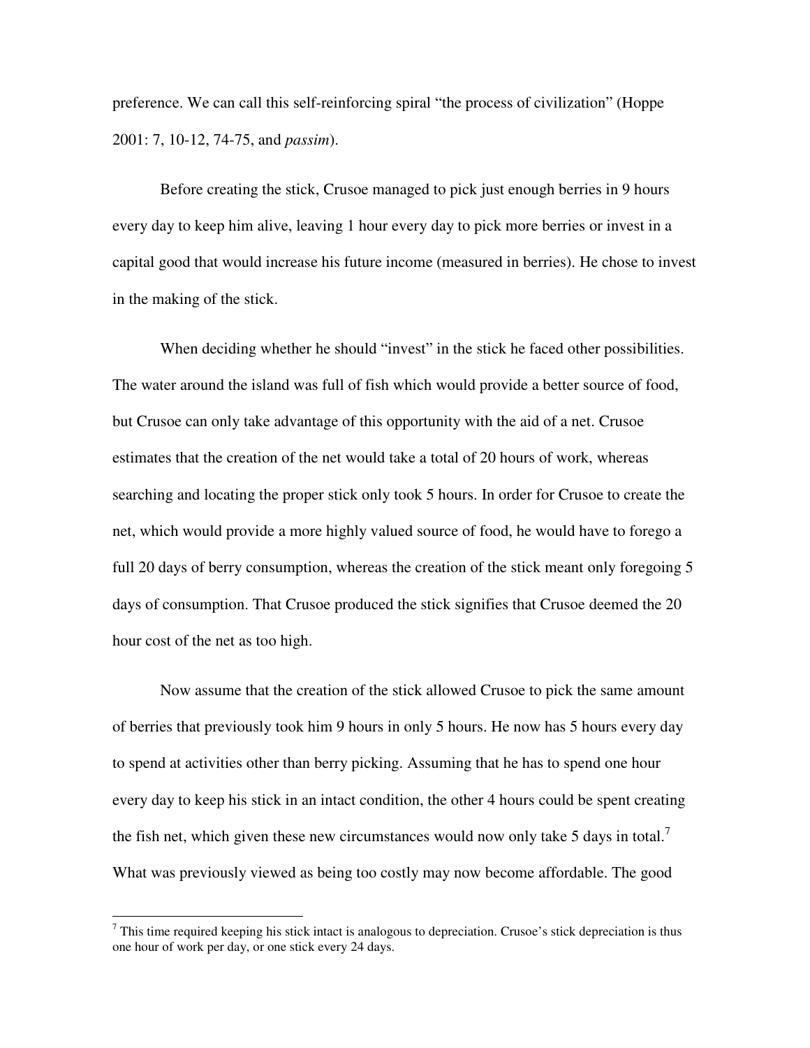preference. We can call this self-reinforcing spiral "the process of civilization" (Hoppe 2001: 7, 10-12, 74-75, and *passim*).

Before creating the stick, Crusoe managed to pick just enough berries in 9 hours every day to keep him alive, leaving 1 hour every day to pick more berries or invest in a capital good that would increase his future income (measured in berries). He chose to invest in the making of the stick.

When deciding whether he should "invest" in the stick he faced other possibilities. The water around the island was full of fish which would provide a better source of food, but Crusoe can only take advantage of this opportunity with the aid of a net. Crusoe estimates that the creation of the net would take a total of 20 hours of work, whereas searching and locating the proper stick only took 5 hours. In order for Crusoe to create the net, which would provide a more highly valued source of food, he would have to forego a full 20 days of berry consumption, whereas the creation of the stick meant only foregoing 5 days of consumption. That Crusoe produced the stick signifies that Crusoe deemed the 20 hour cost of the net as too high.

Now assume that the creation of the stick allowed Crusoe to pick the same amount of berries that previously took him 9 hours in only 5 hours. He now has 5 hours every day to spend at activities other than berry picking. Assuming that he has to spend one hour every day to keep his stick in an intact condition, the other 4 hours could be spent creating the fish net, which given these new circumstances would now only take 5 days in total.[7] What was previously viewed as being too costly may now become affordable. The good

[7] This time required keeping his stick intact is analogous to depreciation. Crusoe's stick depreciation is thus one hour of work per day, or one stick every 24 days.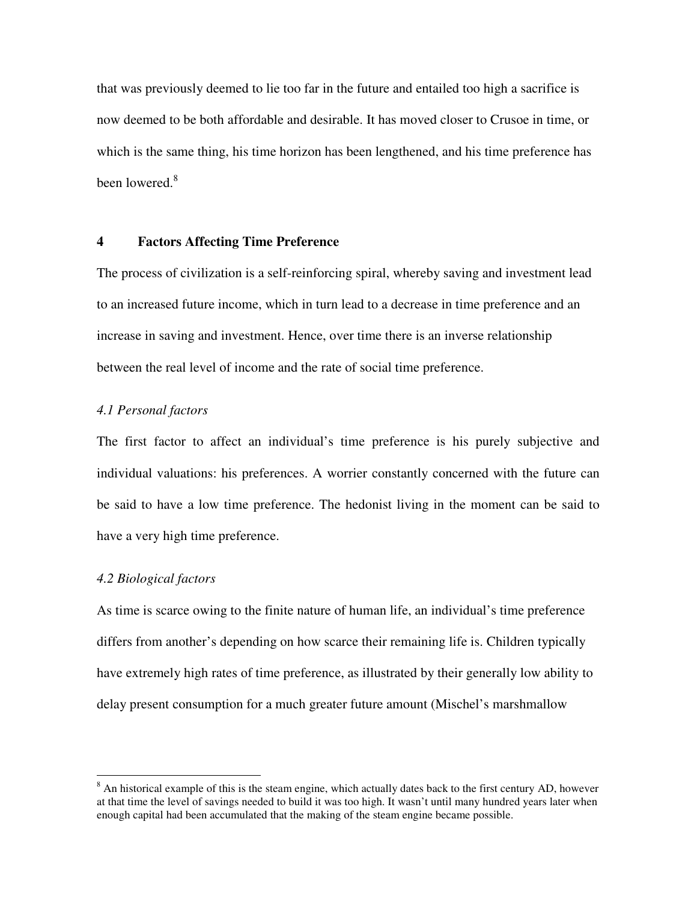that was previously deemed to lie too far in the future and entailed too high a sacrifice is now deemed to be both affordable and desirable. It has moved closer to Crusoe in time, or which is the same thing, his time horizon has been lengthened, and his time preference has been lowered.[8]

## 4 Factors Affecting Time Preference

The process of civilization is a self-reinforcing spiral, whereby saving and investment lead to an increased future income, which in turn lead to a decrease in time preference and an increase in saving and investment. Hence, over time there is an inverse relationship between the real level of income and the rate of social time preference.

### *4.1 Personal factors*

The first factor to affect an individual's time preference is his purely subjective and individual valuations: his preferences. A worrier constantly concerned with the future can be said to have a low time preference. The hedonist living in the moment can be said to have a very high time preference.

### *4.2 Biological factors*

As time is scarce owing to the finite nature of human life, an individual's time preference differs from another's depending on how scarce their remaining life is. Children typically have extremely high rates of time preference, as illustrated by their generally low ability to delay present consumption for a much greater future amount (Mischel's marshmallow

---

[8] An historical example of this is the steam engine, which actually dates back to the first century AD, however at that time the level of savings needed to build it was too high. It wasn't until many hundred years later when enough capital had been accumulated that the making of the steam engine became possible.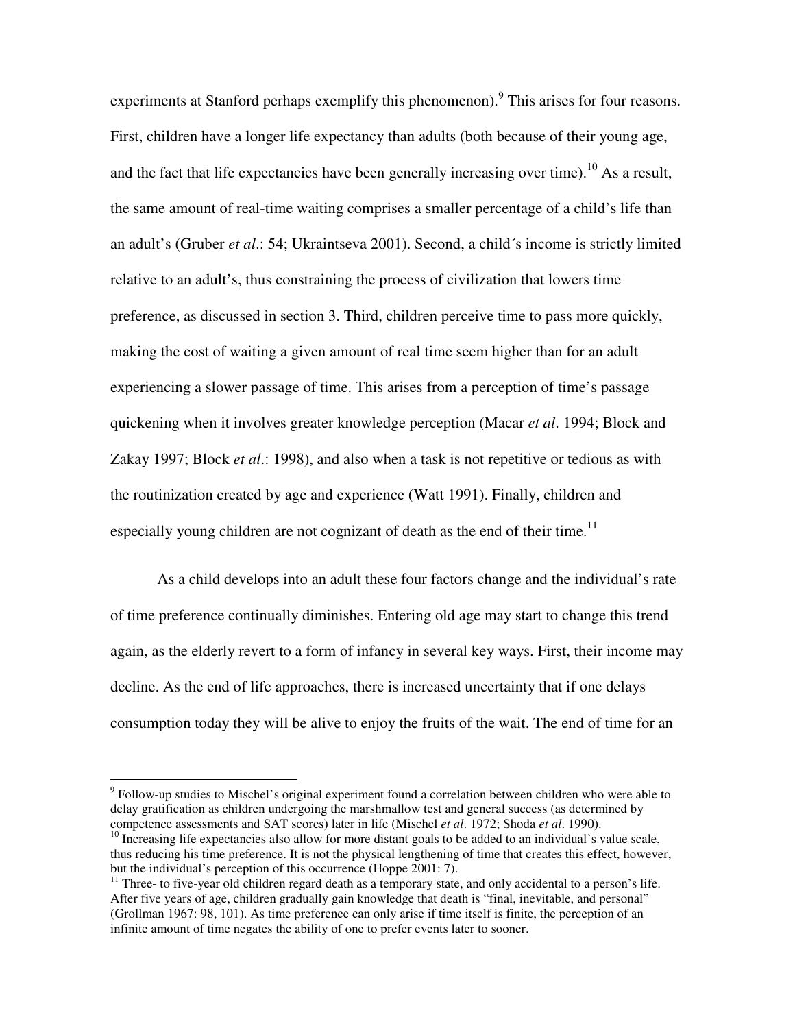experiments at Stanford perhaps exemplify this phenomenon).[9] This arises for four reasons. First, children have a longer life expectancy than adults (both because of their young age, and the fact that life expectancies have been generally increasing over time).[10] As a result, the same amount of real-time waiting comprises a smaller percentage of a child's life than an adult's (Gruber *et al*.: 54; Ukraintseva 2001). Second, a child´s income is strictly limited relative to an adult's, thus constraining the process of civilization that lowers time preference, as discussed in section 3. Third, children perceive time to pass more quickly, making the cost of waiting a given amount of real time seem higher than for an adult experiencing a slower passage of time. This arises from a perception of time's passage quickening when it involves greater knowledge perception (Macar *et al*. 1994; Block and Zakay 1997; Block *et al*.: 1998), and also when a task is not repetitive or tedious as with the routinization created by age and experience (Watt 1991). Finally, children and especially young children are not cognizant of death as the end of their time.[11]

As a child develops into an adult these four factors change and the individual's rate of time preference continually diminishes. Entering old age may start to change this trend again, as the elderly revert to a form of infancy in several key ways. First, their income may decline. As the end of life approaches, there is increased uncertainty that if one delays consumption today they will be alive to enjoy the fruits of the wait. The end of time for an

---

[9] Follow-up studies to Mischel's original experiment found a correlation between children who were able to delay gratification as children undergoing the marshmallow test and general success (as determined by competence assessments and SAT scores) later in life (Mischel *et al*. 1972; Shoda *et al*. 1990).

[10] Increasing life expectancies also allow for more distant goals to be added to an individual's value scale, thus reducing his time preference. It is not the physical lengthening of time that creates this effect, however, but the individual's perception of this occurrence (Hoppe 2001: 7).

[11] Three- to five-year old children regard death as a temporary state, and only accidental to a person's life. After five years of age, children gradually gain knowledge that death is "final, inevitable, and personal" (Grollman 1967: 98, 101). As time preference can only arise if time itself is finite, the perception of an infinite amount of time negates the ability of one to prefer events later to sooner.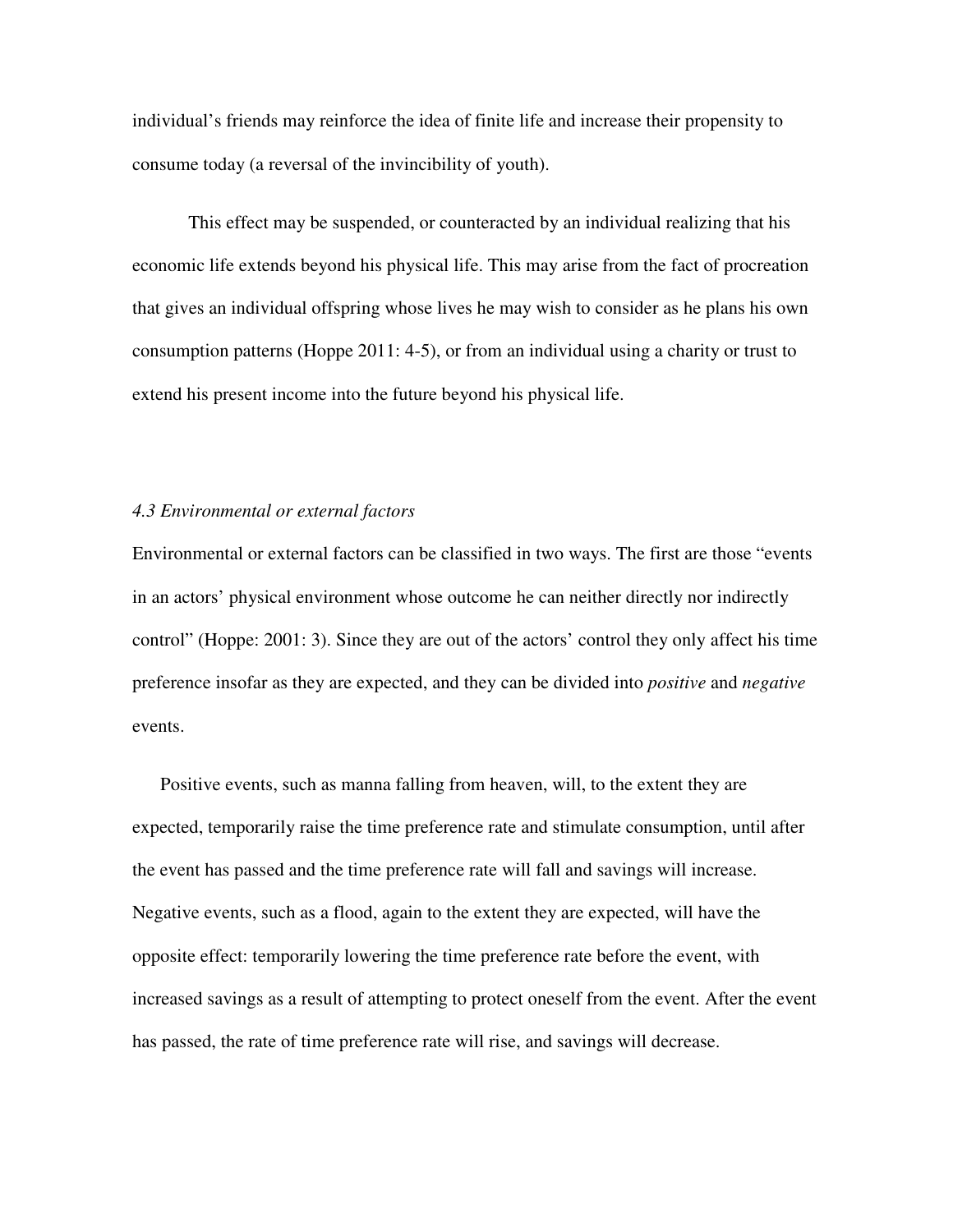individual's friends may reinforce the idea of finite life and increase their propensity to consume today (a reversal of the invincibility of youth).

This effect may be suspended, or counteracted by an individual realizing that his economic life extends beyond his physical life. This may arise from the fact of procreation that gives an individual offspring whose lives he may wish to consider as he plans his own consumption patterns (Hoppe 2011: 4-5), or from an individual using a charity or trust to extend his present income into the future beyond his physical life.

### *4.3 Environmental or external factors*

Environmental or external factors can be classified in two ways. The first are those "events in an actors' physical environment whose outcome he can neither directly nor indirectly control" (Hoppe: 2001: 3). Since they are out of the actors' control they only affect his time preference insofar as they are expected, and they can be divided into *positive* and *negative* events.

Positive events, such as manna falling from heaven, will, to the extent they are expected, temporarily raise the time preference rate and stimulate consumption, until after the event has passed and the time preference rate will fall and savings will increase. Negative events, such as a flood, again to the extent they are expected, will have the opposite effect: temporarily lowering the time preference rate before the event, with increased savings as a result of attempting to protect oneself from the event. After the event has passed, the rate of time preference rate will rise, and savings will decrease.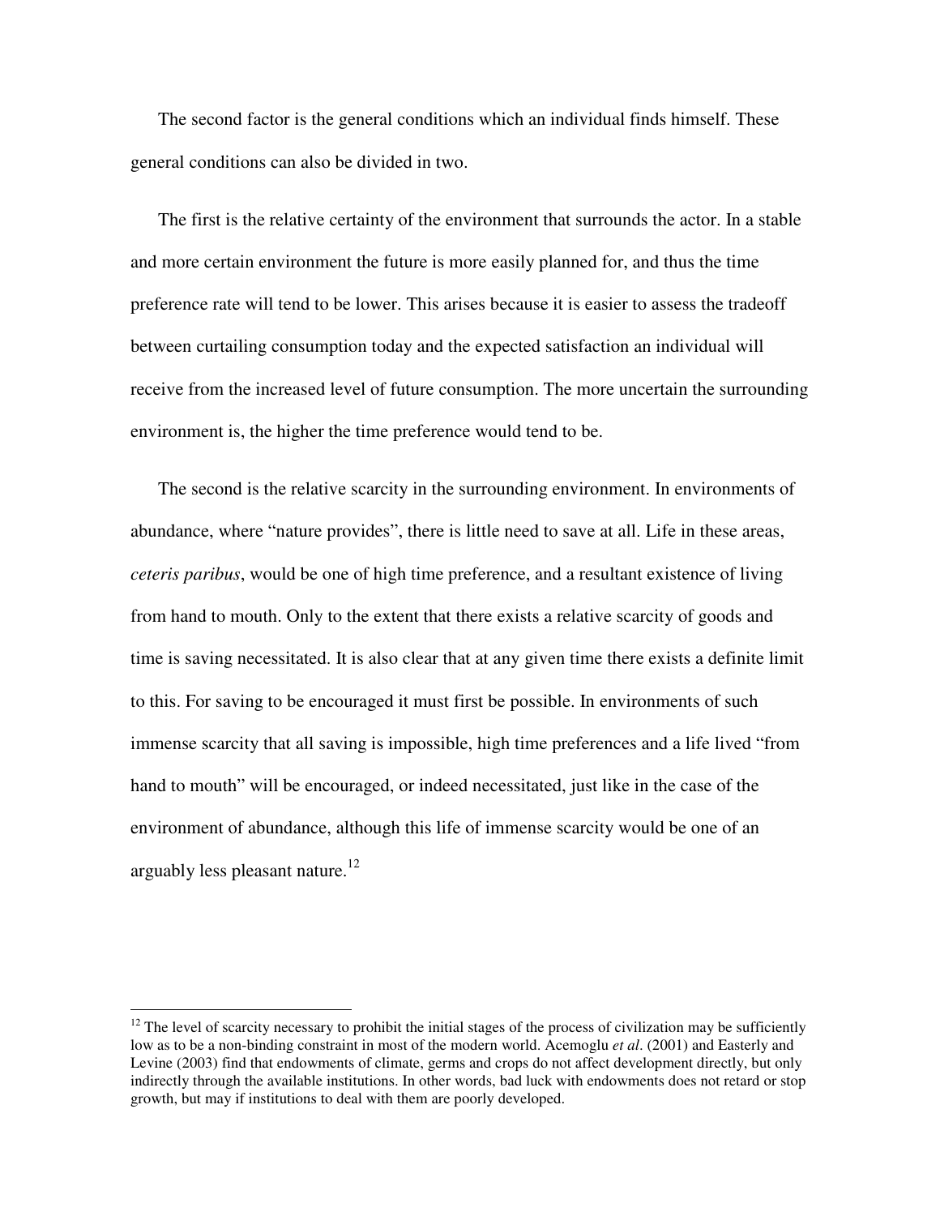The second factor is the general conditions which an individual finds himself. These general conditions can also be divided in two.

The first is the relative certainty of the environment that surrounds the actor. In a stable and more certain environment the future is more easily planned for, and thus the time preference rate will tend to be lower. This arises because it is easier to assess the tradeoff between curtailing consumption today and the expected satisfaction an individual will receive from the increased level of future consumption. The more uncertain the surrounding environment is, the higher the time preference would tend to be.

The second is the relative scarcity in the surrounding environment. In environments of abundance, where "nature provides", there is little need to save at all. Life in these areas, *ceteris paribus*, would be one of high time preference, and a resultant existence of living from hand to mouth. Only to the extent that there exists a relative scarcity of goods and time is saving necessitated. It is also clear that at any given time there exists a definite limit to this. For saving to be encouraged it must first be possible. In environments of such immense scarcity that all saving is impossible, high time preferences and a life lived "from hand to mouth" will be encouraged, or indeed necessitated, just like in the case of the environment of abundance, although this life of immense scarcity would be one of an arguably less pleasant nature.[12]

---

[12] The level of scarcity necessary to prohibit the initial stages of the process of civilization may be sufficiently low as to be a non-binding constraint in most of the modern world. Acemoglu *et al*. (2001) and Easterly and Levine (2003) find that endowments of climate, germs and crops do not affect development directly, but only indirectly through the available institutions. In other words, bad luck with endowments does not retard or stop growth, but may if institutions to deal with them are poorly developed.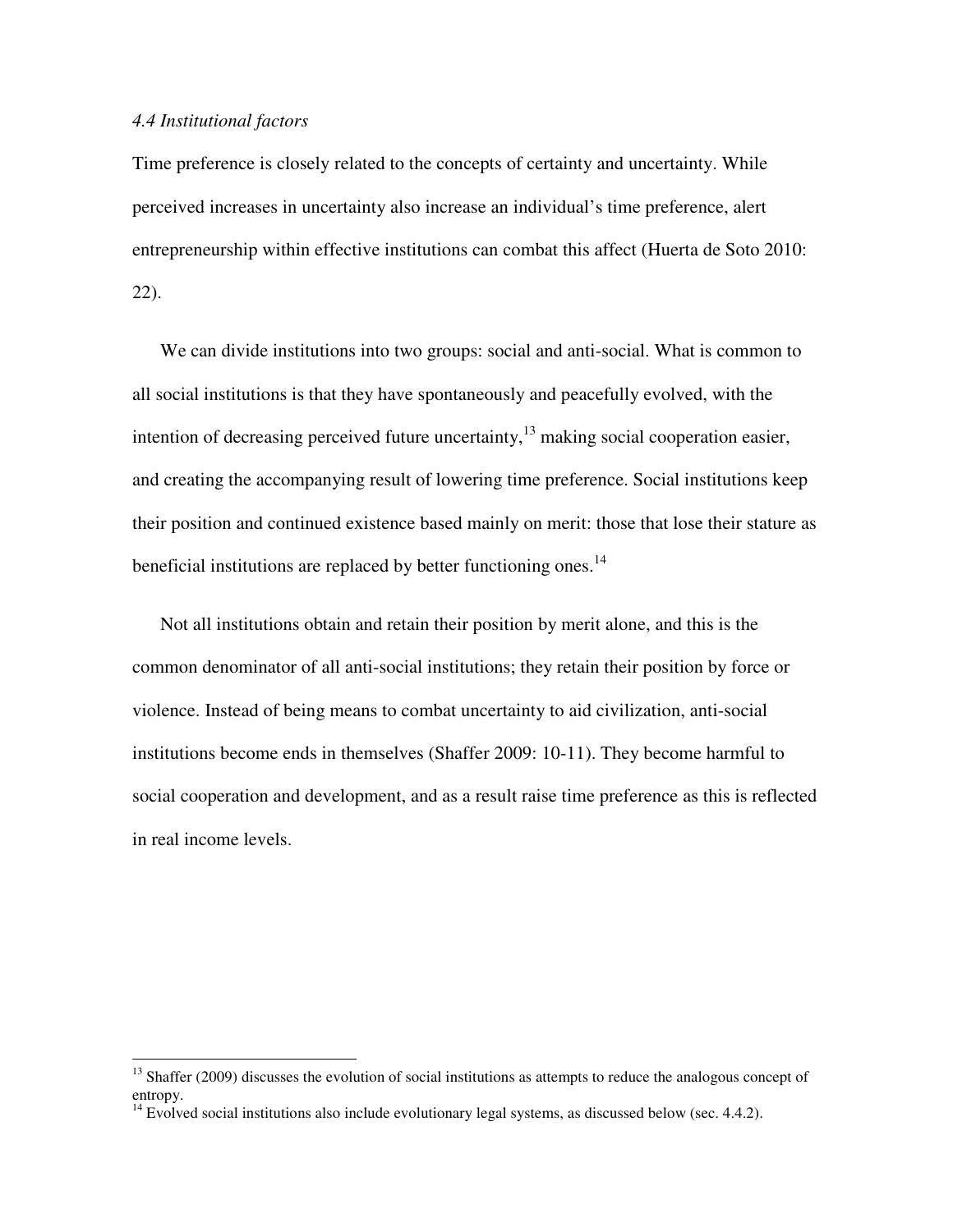*4.4 Institutional factors*

Time preference is closely related to the concepts of certainty and uncertainty. While perceived increases in uncertainty also increase an individual's time preference, alert entrepreneurship within effective institutions can combat this affect (Huerta de Soto 2010: 22).

We can divide institutions into two groups: social and anti-social. What is common to all social institutions is that they have spontaneously and peacefully evolved, with the intention of decreasing perceived future uncertainty,[13] making social cooperation easier, and creating the accompanying result of lowering time preference. Social institutions keep their position and continued existence based mainly on merit: those that lose their stature as beneficial institutions are replaced by better functioning ones.[14]

Not all institutions obtain and retain their position by merit alone, and this is the common denominator of all anti-social institutions; they retain their position by force or violence. Instead of being means to combat uncertainty to aid civilization, anti-social institutions become ends in themselves (Shaffer 2009: 10-11). They become harmful to social cooperation and development, and as a result raise time preference as this is reflected in real income levels.

---

[13] Shaffer (2009) discusses the evolution of social institutions as attempts to reduce the analogous concept of entropy.

[14] Evolved social institutions also include evolutionary legal systems, as discussed below (sec. 4.4.2).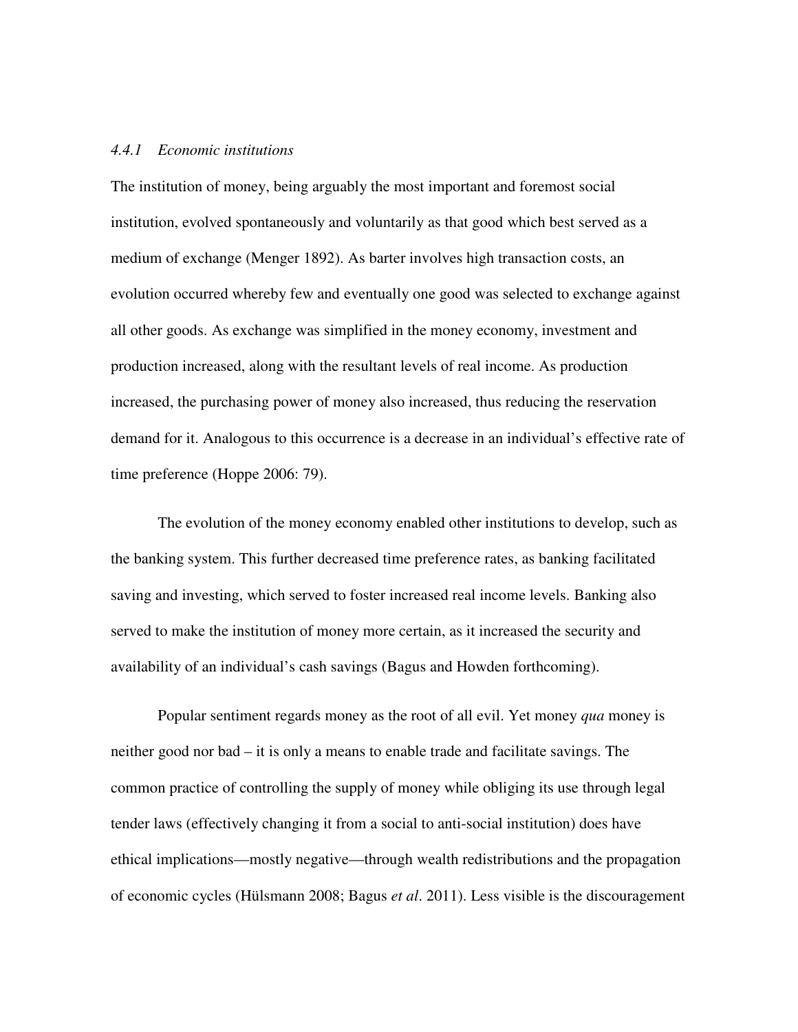#### *4.4.1 Economic institutions*

The institution of money, being arguably the most important and foremost social institution, evolved spontaneously and voluntarily as that good which best served as a medium of exchange (Menger 1892). As barter involves high transaction costs, an evolution occurred whereby few and eventually one good was selected to exchange against all other goods. As exchange was simplified in the money economy, investment and production increased, along with the resultant levels of real income. As production increased, the purchasing power of money also increased, thus reducing the reservation demand for it. Analogous to this occurrence is a decrease in an individual's effective rate of time preference (Hoppe 2006: 79).

The evolution of the money economy enabled other institutions to develop, such as the banking system. This further decreased time preference rates, as banking facilitated saving and investing, which served to foster increased real income levels. Banking also served to make the institution of money more certain, as it increased the security and availability of an individual's cash savings (Bagus and Howden forthcoming).

Popular sentiment regards money as the root of all evil. Yet money *qua* money is neither good nor bad – it is only a means to enable trade and facilitate savings. The common practice of controlling the supply of money while obliging its use through legal tender laws (effectively changing it from a social to anti-social institution) does have ethical implications—mostly negative—through wealth redistributions and the propagation of economic cycles (Hülsmann 2008; Bagus *et al*. 2011). Less visible is the discouragement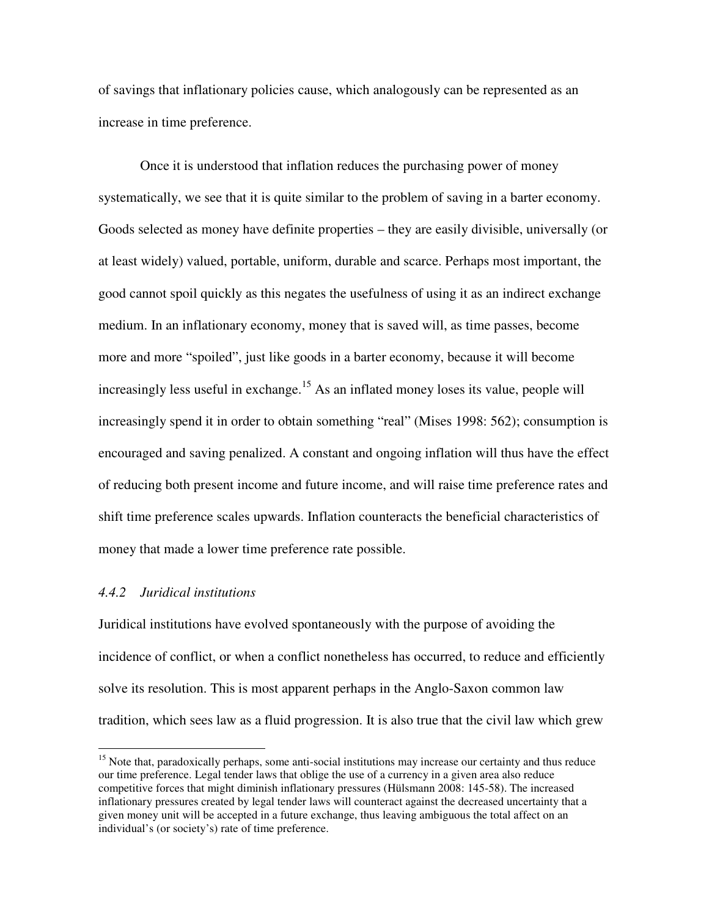of savings that inflationary policies cause, which analogously can be represented as an increase in time preference.

Once it is understood that inflation reduces the purchasing power of money systematically, we see that it is quite similar to the problem of saving in a barter economy. Goods selected as money have definite properties – they are easily divisible, universally (or at least widely) valued, portable, uniform, durable and scarce. Perhaps most important, the good cannot spoil quickly as this negates the usefulness of using it as an indirect exchange medium. In an inflationary economy, money that is saved will, as time passes, become more and more "spoiled", just like goods in a barter economy, because it will become increasingly less useful in exchange.[15] As an inflated money loses its value, people will increasingly spend it in order to obtain something "real" (Mises 1998: 562); consumption is encouraged and saving penalized. A constant and ongoing inflation will thus have the effect of reducing both present income and future income, and will raise time preference rates and shift time preference scales upwards. Inflation counteracts the beneficial characteristics of money that made a lower time preference rate possible.

### *4.4.2 Juridical institutions*

Juridical institutions have evolved spontaneously with the purpose of avoiding the incidence of conflict, or when a conflict nonetheless has occurred, to reduce and efficiently solve its resolution. This is most apparent perhaps in the Anglo-Saxon common law tradition, which sees law as a fluid progression. It is also true that the civil law which grew

[15] Note that, paradoxically perhaps, some anti-social institutions may increase our certainty and thus reduce our time preference. Legal tender laws that oblige the use of a currency in a given area also reduce competitive forces that might diminish inflationary pressures (Hülsmann 2008: 145-58). The increased inflationary pressures created by legal tender laws will counteract against the decreased uncertainty that a given money unit will be accepted in a future exchange, thus leaving ambiguous the total affect on an individual's (or society's) rate of time preference.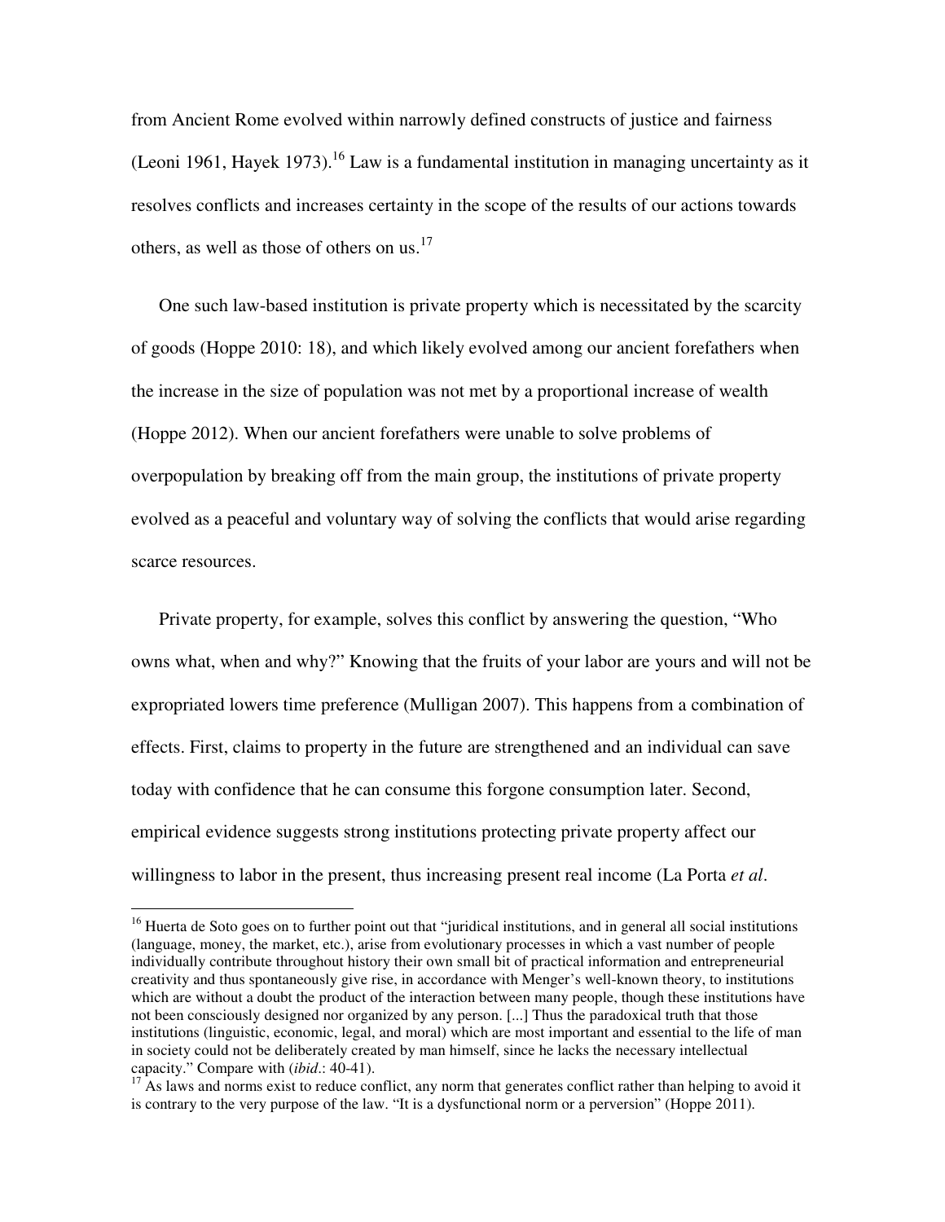from Ancient Rome evolved within narrowly defined constructs of justice and fairness (Leoni 1961, Hayek 1973).[16] Law is a fundamental institution in managing uncertainty as it resolves conflicts and increases certainty in the scope of the results of our actions towards others, as well as those of others on us.[17]

One such law-based institution is private property which is necessitated by the scarcity of goods (Hoppe 2010: 18), and which likely evolved among our ancient forefathers when the increase in the size of population was not met by a proportional increase of wealth (Hoppe 2012). When our ancient forefathers were unable to solve problems of overpopulation by breaking off from the main group, the institutions of private property evolved as a peaceful and voluntary way of solving the conflicts that would arise regarding scarce resources.

Private property, for example, solves this conflict by answering the question, "Who owns what, when and why?" Knowing that the fruits of your labor are yours and will not be expropriated lowers time preference (Mulligan 2007). This happens from a combination of effects. First, claims to property in the future are strengthened and an individual can save today with confidence that he can consume this forgone consumption later. Second, empirical evidence suggests strong institutions protecting private property affect our willingness to labor in the present, thus increasing present real income (La Porta *et al*.

---

[16] Huerta de Soto goes on to further point out that "juridical institutions, and in general all social institutions (language, money, the market, etc.), arise from evolutionary processes in which a vast number of people individually contribute throughout history their own small bit of practical information and entrepreneurial creativity and thus spontaneously give rise, in accordance with Menger's well-known theory, to institutions which are without a doubt the product of the interaction between many people, though these institutions have not been consciously designed nor organized by any person. [...] Thus the paradoxical truth that those institutions (linguistic, economic, legal, and moral) which are most important and essential to the life of man in society could not be deliberately created by man himself, since he lacks the necessary intellectual capacity." Compare with (*ibid*.: 40-41).

[17] As laws and norms exist to reduce conflict, any norm that generates conflict rather than helping to avoid it is contrary to the very purpose of the law. "It is a dysfunctional norm or a perversion" (Hoppe 2011).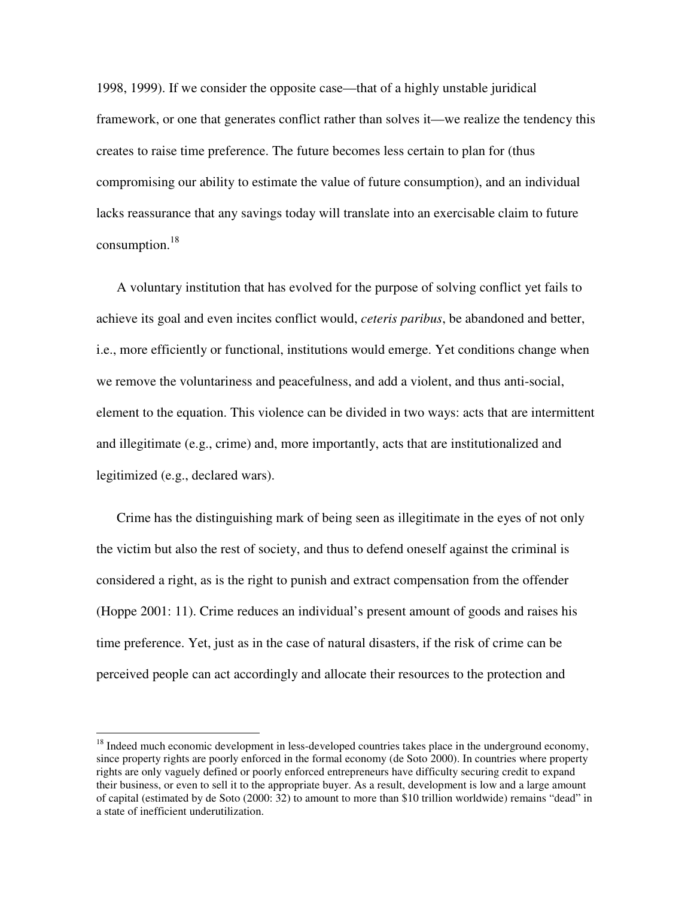1998, 1999). If we consider the opposite case—that of a highly unstable juridical framework, or one that generates conflict rather than solves it—we realize the tendency this creates to raise time preference. The future becomes less certain to plan for (thus compromising our ability to estimate the value of future consumption), and an individual lacks reassurance that any savings today will translate into an exercisable claim to future consumption.[18]

A voluntary institution that has evolved for the purpose of solving conflict yet fails to achieve its goal and even incites conflict would, *ceteris paribus*, be abandoned and better, i.e., more efficiently or functional, institutions would emerge. Yet conditions change when we remove the voluntariness and peacefulness, and add a violent, and thus anti-social, element to the equation. This violence can be divided in two ways: acts that are intermittent and illegitimate (e.g., crime) and, more importantly, acts that are institutionalized and legitimized (e.g., declared wars).

Crime has the distinguishing mark of being seen as illegitimate in the eyes of not only the victim but also the rest of society, and thus to defend oneself against the criminal is considered a right, as is the right to punish and extract compensation from the offender (Hoppe 2001: 11). Crime reduces an individual's present amount of goods and raises his time preference. Yet, just as in the case of natural disasters, if the risk of crime can be perceived people can act accordingly and allocate their resources to the protection and

---

[18] Indeed much economic development in less-developed countries takes place in the underground economy, since property rights are poorly enforced in the formal economy (de Soto 2000). In countries where property rights are only vaguely defined or poorly enforced entrepreneurs have difficulty securing credit to expand their business, or even to sell it to the appropriate buyer. As a result, development is low and a large amount of capital (estimated by de Soto (2000: 32) to amount to more than $10 trillion worldwide) remains "dead" in a state of inefficient underutilization.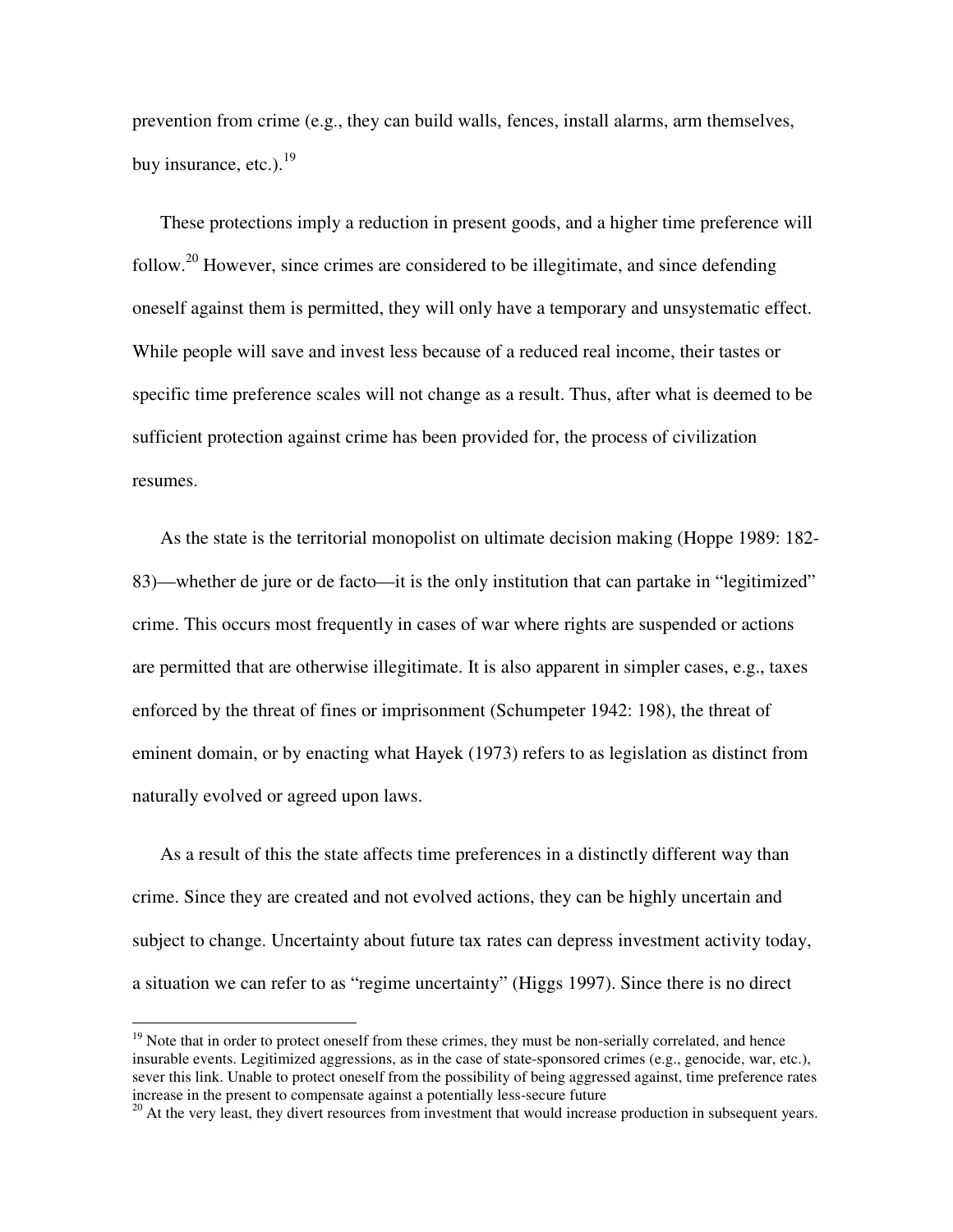prevention from crime (e.g., they can build walls, fences, install alarms, arm themselves, buy insurance, etc.).[19]

These protections imply a reduction in present goods, and a higher time preference will follow.[20] However, since crimes are considered to be illegitimate, and since defending oneself against them is permitted, they will only have a temporary and unsystematic effect. While people will save and invest less because of a reduced real income, their tastes or specific time preference scales will not change as a result. Thus, after what is deemed to be sufficient protection against crime has been provided for, the process of civilization resumes.

As the state is the territorial monopolist on ultimate decision making (Hoppe 1989: 182-83)—whether de jure or de facto—it is the only institution that can partake in "legitimized" crime. This occurs most frequently in cases of war where rights are suspended or actions are permitted that are otherwise illegitimate. It is also apparent in simpler cases, e.g., taxes enforced by the threat of fines or imprisonment (Schumpeter 1942: 198), the threat of eminent domain, or by enacting what Hayek (1973) refers to as legislation as distinct from naturally evolved or agreed upon laws.

As a result of this the state affects time preferences in a distinctly different way than crime. Since they are created and not evolved actions, they can be highly uncertain and subject to change. Uncertainty about future tax rates can depress investment activity today, a situation we can refer to as "regime uncertainty" (Higgs 1997). Since there is no direct

---

[19] Note that in order to protect oneself from these crimes, they must be non-serially correlated, and hence insurable events. Legitimized aggressions, as in the case of state-sponsored crimes (e.g., genocide, war, etc.), sever this link. Unable to protect oneself from the possibility of being aggressed against, time preference rates increase in the present to compensate against a potentially less-secure future

[20] At the very least, they divert resources from investment that would increase production in subsequent years.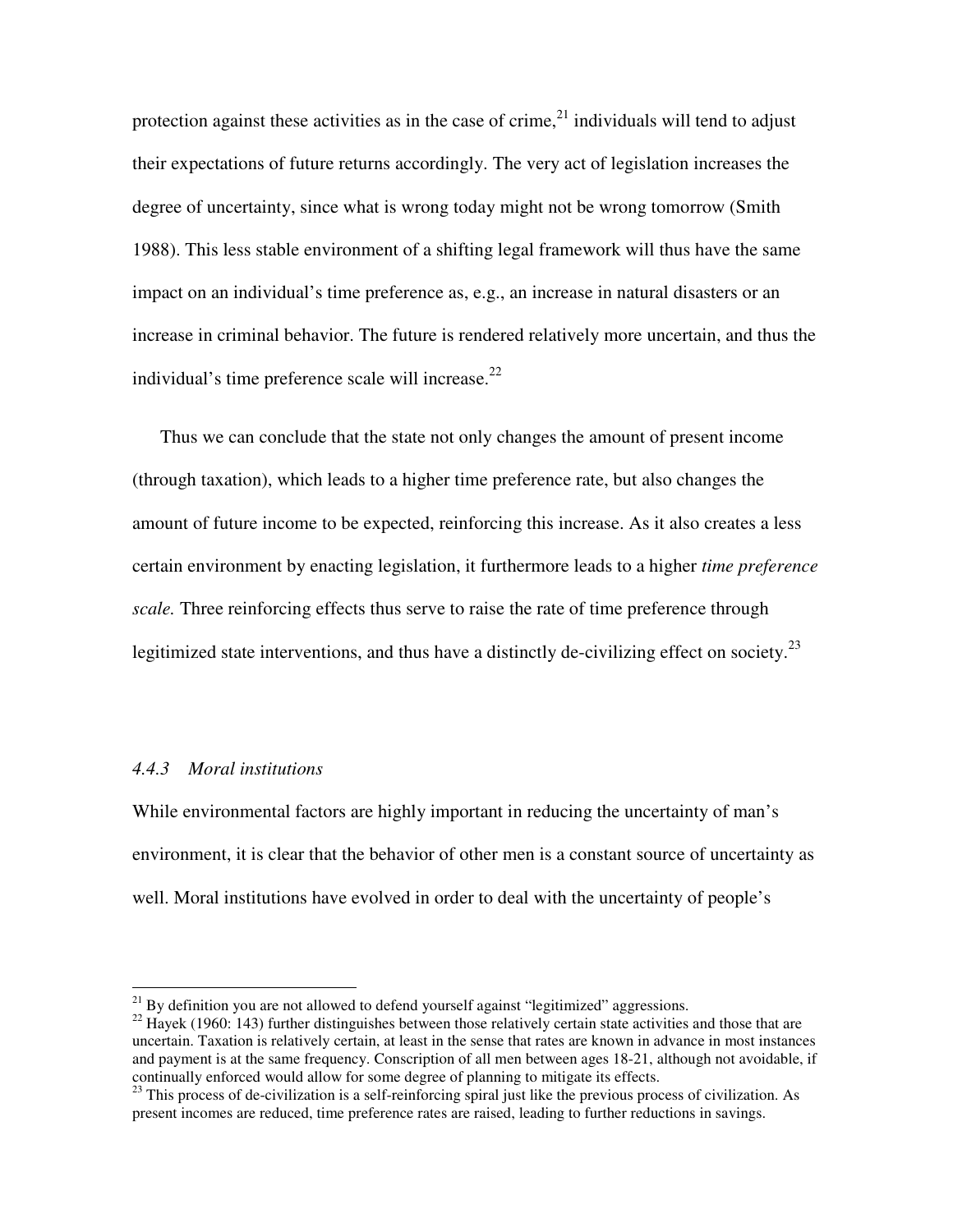protection against these activities as in the case of crime,[21] individuals will tend to adjust their expectations of future returns accordingly. The very act of legislation increases the degree of uncertainty, since what is wrong today might not be wrong tomorrow (Smith 1988). This less stable environment of a shifting legal framework will thus have the same impact on an individual's time preference as, e.g., an increase in natural disasters or an increase in criminal behavior. The future is rendered relatively more uncertain, and thus the individual's time preference scale will increase.[22]

Thus we can conclude that the state not only changes the amount of present income (through taxation), which leads to a higher time preference rate, but also changes the amount of future income to be expected, reinforcing this increase. As it also creates a less certain environment by enacting legislation, it furthermore leads to a higher *time preference scale.* Three reinforcing effects thus serve to raise the rate of time preference through legitimized state interventions, and thus have a distinctly de-civilizing effect on society.[23]

### *4.4.3 Moral institutions*

While environmental factors are highly important in reducing the uncertainty of man's environment, it is clear that the behavior of other men is a constant source of uncertainty as well. Moral institutions have evolved in order to deal with the uncertainty of people's

---

[21] By definition you are not allowed to defend yourself against "legitimized" aggressions.

[22] Hayek (1960: 143) further distinguishes between those relatively certain state activities and those that are uncertain. Taxation is relatively certain, at least in the sense that rates are known in advance in most instances and payment is at the same frequency. Conscription of all men between ages 18-21, although not avoidable, if continually enforced would allow for some degree of planning to mitigate its effects.

[23] This process of de-civilization is a self-reinforcing spiral just like the previous process of civilization. As present incomes are reduced, time preference rates are raised, leading to further reductions in savings.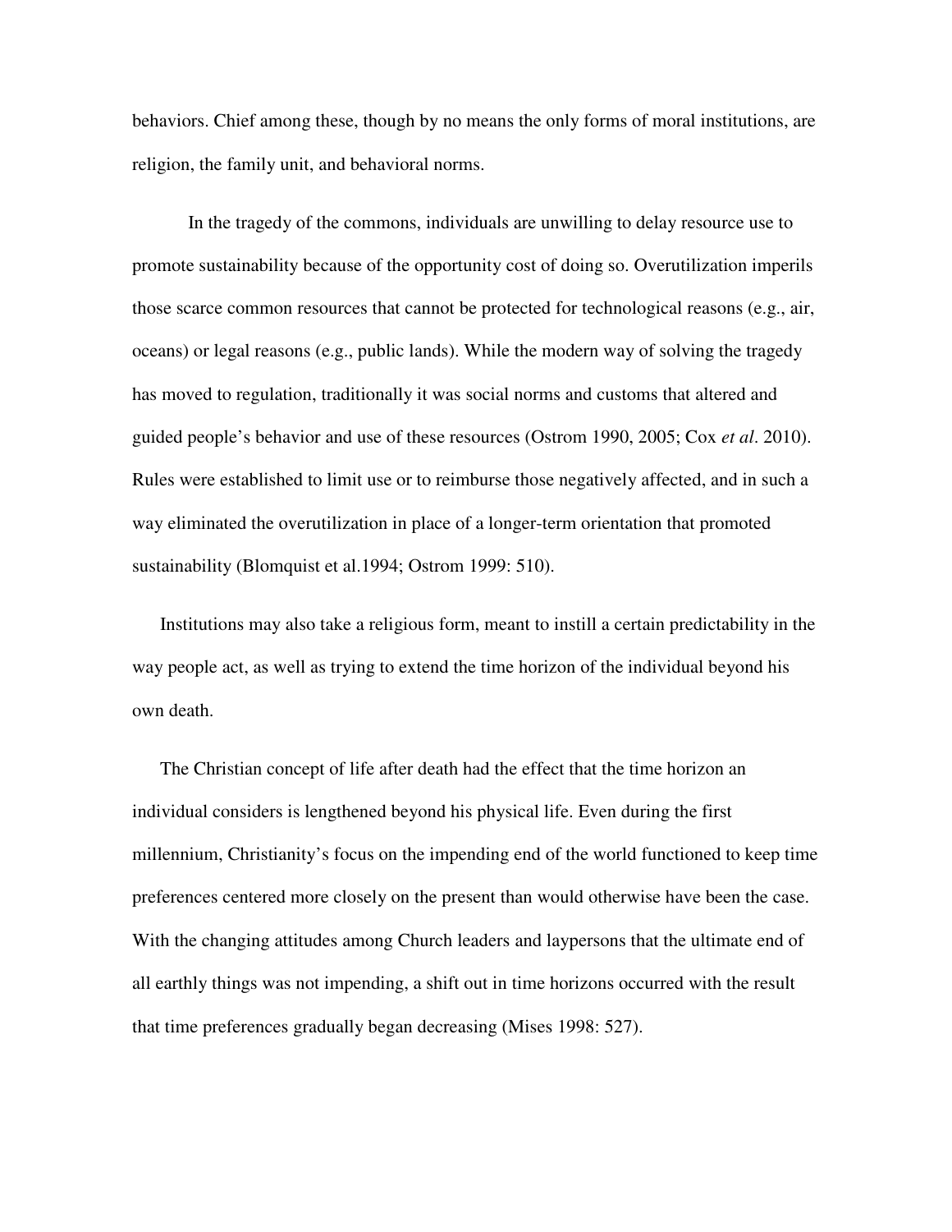behaviors. Chief among these, though by no means the only forms of moral institutions, are religion, the family unit, and behavioral norms.

In the tragedy of the commons, individuals are unwilling to delay resource use to promote sustainability because of the opportunity cost of doing so. Overutilization imperils those scarce common resources that cannot be protected for technological reasons (e.g., air, oceans) or legal reasons (e.g., public lands). While the modern way of solving the tragedy has moved to regulation, traditionally it was social norms and customs that altered and guided people's behavior and use of these resources (Ostrom 1990, 2005; Cox *et al*. 2010). Rules were established to limit use or to reimburse those negatively affected, and in such a way eliminated the overutilization in place of a longer-term orientation that promoted sustainability (Blomquist et al.1994; Ostrom 1999: 510).

Institutions may also take a religious form, meant to instill a certain predictability in the way people act, as well as trying to extend the time horizon of the individual beyond his own death.

The Christian concept of life after death had the effect that the time horizon an individual considers is lengthened beyond his physical life. Even during the first millennium, Christianity's focus on the impending end of the world functioned to keep time preferences centered more closely on the present than would otherwise have been the case. With the changing attitudes among Church leaders and laypersons that the ultimate end of all earthly things was not impending, a shift out in time horizons occurred with the result that time preferences gradually began decreasing (Mises 1998: 527).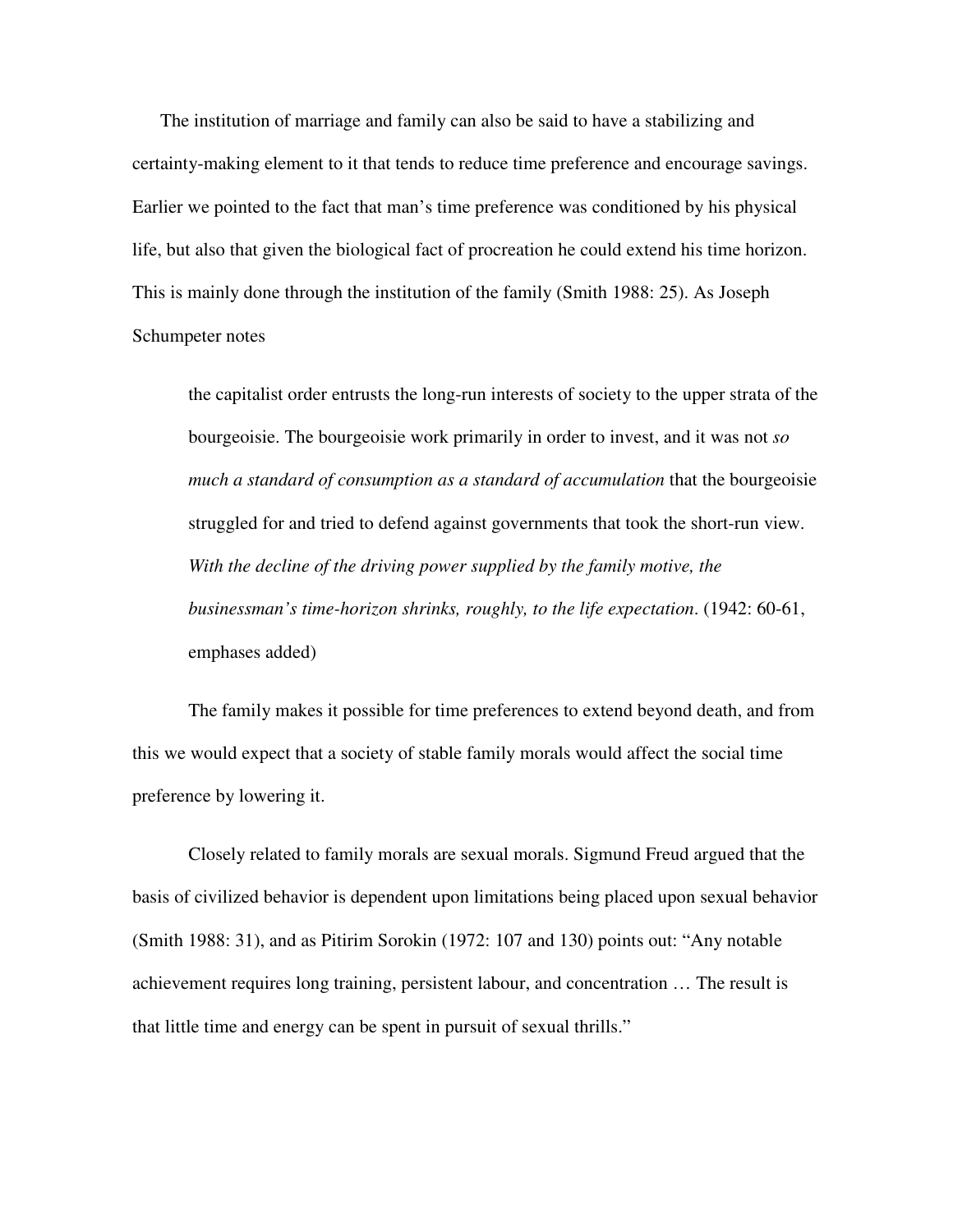The institution of marriage and family can also be said to have a stabilizing and certainty-making element to it that tends to reduce time preference and encourage savings. Earlier we pointed to the fact that man's time preference was conditioned by his physical life, but also that given the biological fact of procreation he could extend his time horizon. This is mainly done through the institution of the family (Smith 1988: 25). As Joseph Schumpeter notes

> the capitalist order entrusts the long-run interests of society to the upper strata of the bourgeoisie. The bourgeoisie work primarily in order to invest, and it was not *so much a standard of consumption as a standard of accumulation* that the bourgeoisie struggled for and tried to defend against governments that took the short-run view. *With the decline of the driving power supplied by the family motive, the businessman's time-horizon shrinks, roughly, to the life expectation*. (1942: 60-61, emphases added)

The family makes it possible for time preferences to extend beyond death, and from this we would expect that a society of stable family morals would affect the social time preference by lowering it.

Closely related to family morals are sexual morals. Sigmund Freud argued that the basis of civilized behavior is dependent upon limitations being placed upon sexual behavior (Smith 1988: 31), and as Pitirim Sorokin (1972: 107 and 130) points out: "Any notable achievement requires long training, persistent labour, and concentration … The result is that little time and energy can be spent in pursuit of sexual thrills."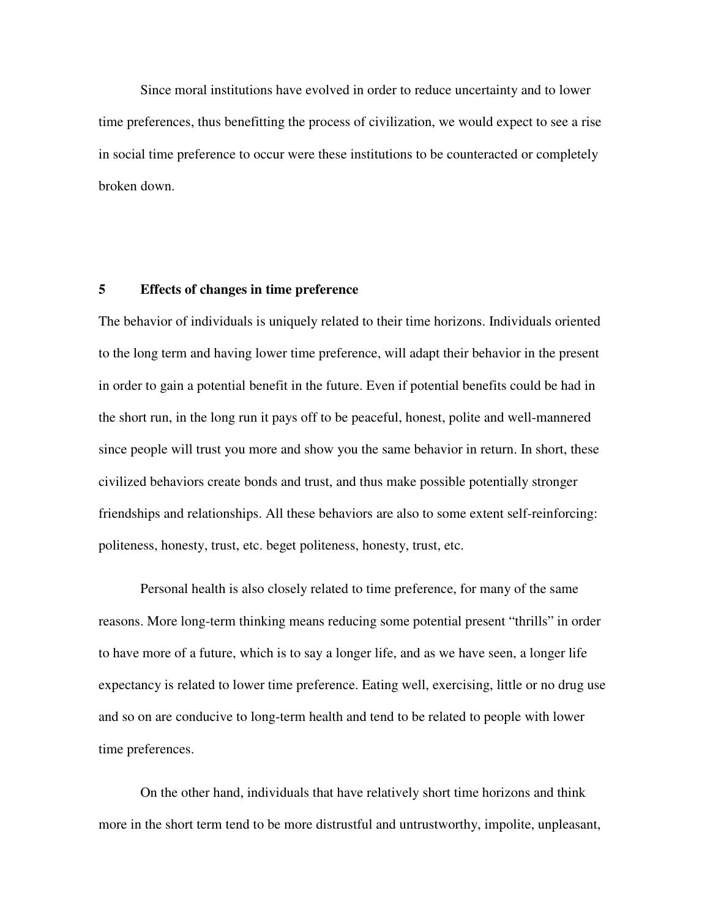Since moral institutions have evolved in order to reduce uncertainty and to lower time preferences, thus benefitting the process of civilization, we would expect to see a rise in social time preference to occur were these institutions to be counteracted or completely broken down.

## 5 Effects of changes in time preference

The behavior of individuals is uniquely related to their time horizons. Individuals oriented to the long term and having lower time preference, will adapt their behavior in the present in order to gain a potential benefit in the future. Even if potential benefits could be had in the short run, in the long run it pays off to be peaceful, honest, polite and well-mannered since people will trust you more and show you the same behavior in return. In short, these civilized behaviors create bonds and trust, and thus make possible potentially stronger friendships and relationships. All these behaviors are also to some extent self-reinforcing: politeness, honesty, trust, etc. beget politeness, honesty, trust, etc.

Personal health is also closely related to time preference, for many of the same reasons. More long-term thinking means reducing some potential present "thrills" in order to have more of a future, which is to say a longer life, and as we have seen, a longer life expectancy is related to lower time preference. Eating well, exercising, little or no drug use and so on are conducive to long-term health and tend to be related to people with lower time preferences.

On the other hand, individuals that have relatively short time horizons and think more in the short term tend to be more distrustful and untrustworthy, impolite, unpleasant,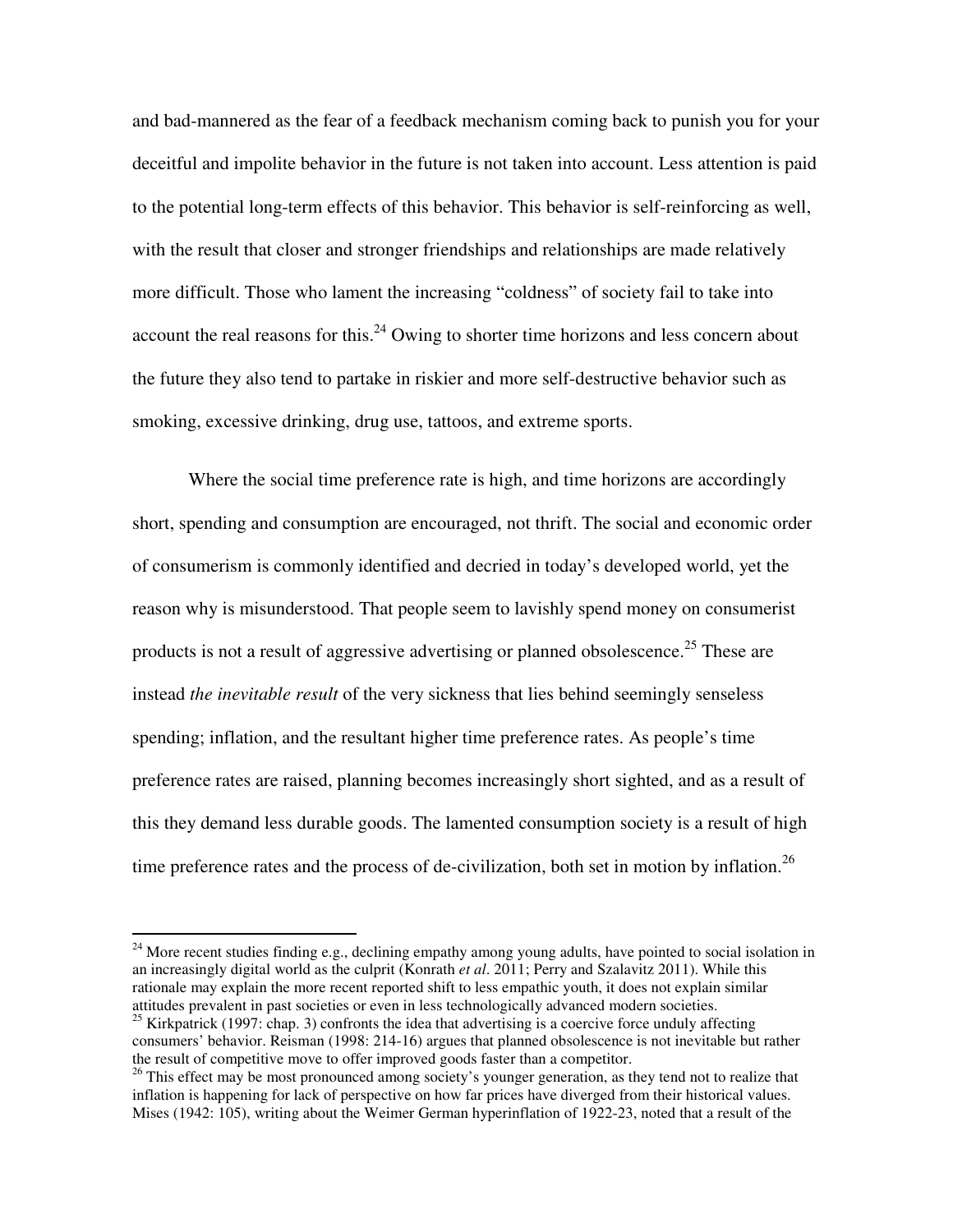and bad-mannered as the fear of a feedback mechanism coming back to punish you for your deceitful and impolite behavior in the future is not taken into account. Less attention is paid to the potential long-term effects of this behavior. This behavior is self-reinforcing as well, with the result that closer and stronger friendships and relationships are made relatively more difficult. Those who lament the increasing "coldness" of society fail to take into account the real reasons for this.[24] Owing to shorter time horizons and less concern about the future they also tend to partake in riskier and more self-destructive behavior such as smoking, excessive drinking, drug use, tattoos, and extreme sports.

Where the social time preference rate is high, and time horizons are accordingly short, spending and consumption are encouraged, not thrift. The social and economic order of consumerism is commonly identified and decried in today's developed world, yet the reason why is misunderstood. That people seem to lavishly spend money on consumerist products is not a result of aggressive advertising or planned obsolescence.[25] These are instead *the inevitable result* of the very sickness that lies behind seemingly senseless spending; inflation, and the resultant higher time preference rates. As people's time preference rates are raised, planning becomes increasingly short sighted, and as a result of this they demand less durable goods. The lamented consumption society is a result of high time preference rates and the process of de-civilization, both set in motion by inflation.[26]

---

[24] More recent studies finding e.g., declining empathy among young adults, have pointed to social isolation in an increasingly digital world as the culprit (Konrath *et al*. 2011; Perry and Szalavitz 2011). While this rationale may explain the more recent reported shift to less empathic youth, it does not explain similar attitudes prevalent in past societies or even in less technologically advanced modern societies.

[25] Kirkpatrick (1997: chap. 3) confronts the idea that advertising is a coercive force unduly affecting consumers' behavior. Reisman (1998: 214-16) argues that planned obsolescence is not inevitable but rather the result of competitive move to offer improved goods faster than a competitor.

[26] This effect may be most pronounced among society's younger generation, as they tend not to realize that inflation is happening for lack of perspective on how far prices have diverged from their historical values. Mises (1942: 105), writing about the Weimer German hyperinflation of 1922-23, noted that a result of the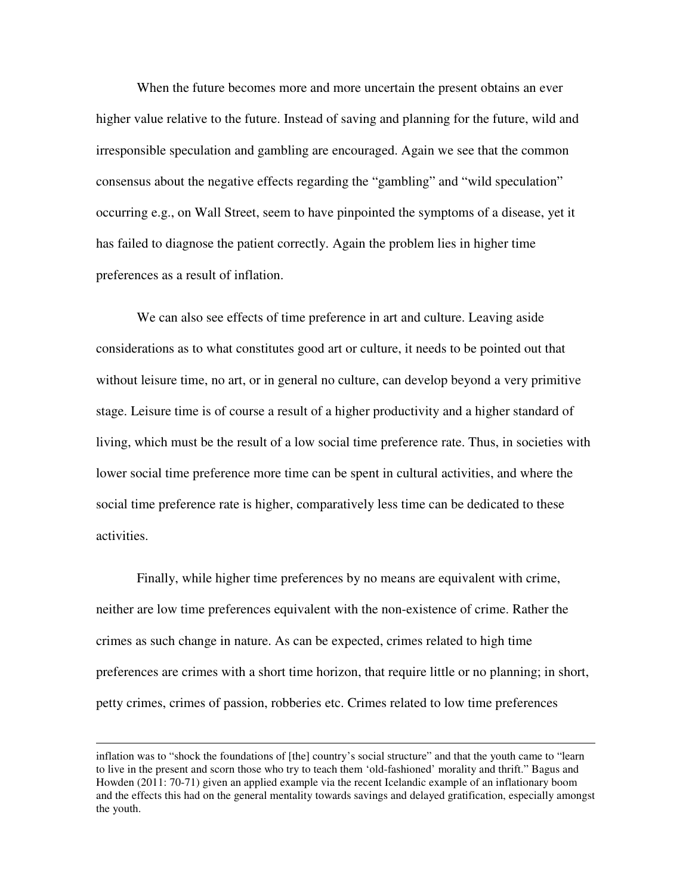When the future becomes more and more uncertain the present obtains an ever higher value relative to the future. Instead of saving and planning for the future, wild and irresponsible speculation and gambling are encouraged. Again we see that the common consensus about the negative effects regarding the "gambling" and "wild speculation" occurring e.g., on Wall Street, seem to have pinpointed the symptoms of a disease, yet it has failed to diagnose the patient correctly. Again the problem lies in higher time preferences as a result of inflation.

We can also see effects of time preference in art and culture. Leaving aside considerations as to what constitutes good art or culture, it needs to be pointed out that without leisure time, no art, or in general no culture, can develop beyond a very primitive stage. Leisure time is of course a result of a higher productivity and a higher standard of living, which must be the result of a low social time preference rate. Thus, in societies with lower social time preference more time can be spent in cultural activities, and where the social time preference rate is higher, comparatively less time can be dedicated to these activities.

Finally, while higher time preferences by no means are equivalent with crime, neither are low time preferences equivalent with the non-existence of crime. Rather the crimes as such change in nature. As can be expected, crimes related to high time preferences are crimes with a short time horizon, that require little or no planning; in short, petty crimes, crimes of passion, robberies etc. Crimes related to low time preferences

---

inflation was to "shock the foundations of [the] country's social structure" and that the youth came to "learn to live in the present and scorn those who try to teach them 'old-fashioned' morality and thrift." Bagus and Howden (2011: 70-71) given an applied example via the recent Icelandic example of an inflationary boom and the effects this had on the general mentality towards savings and delayed gratification, especially amongst the youth.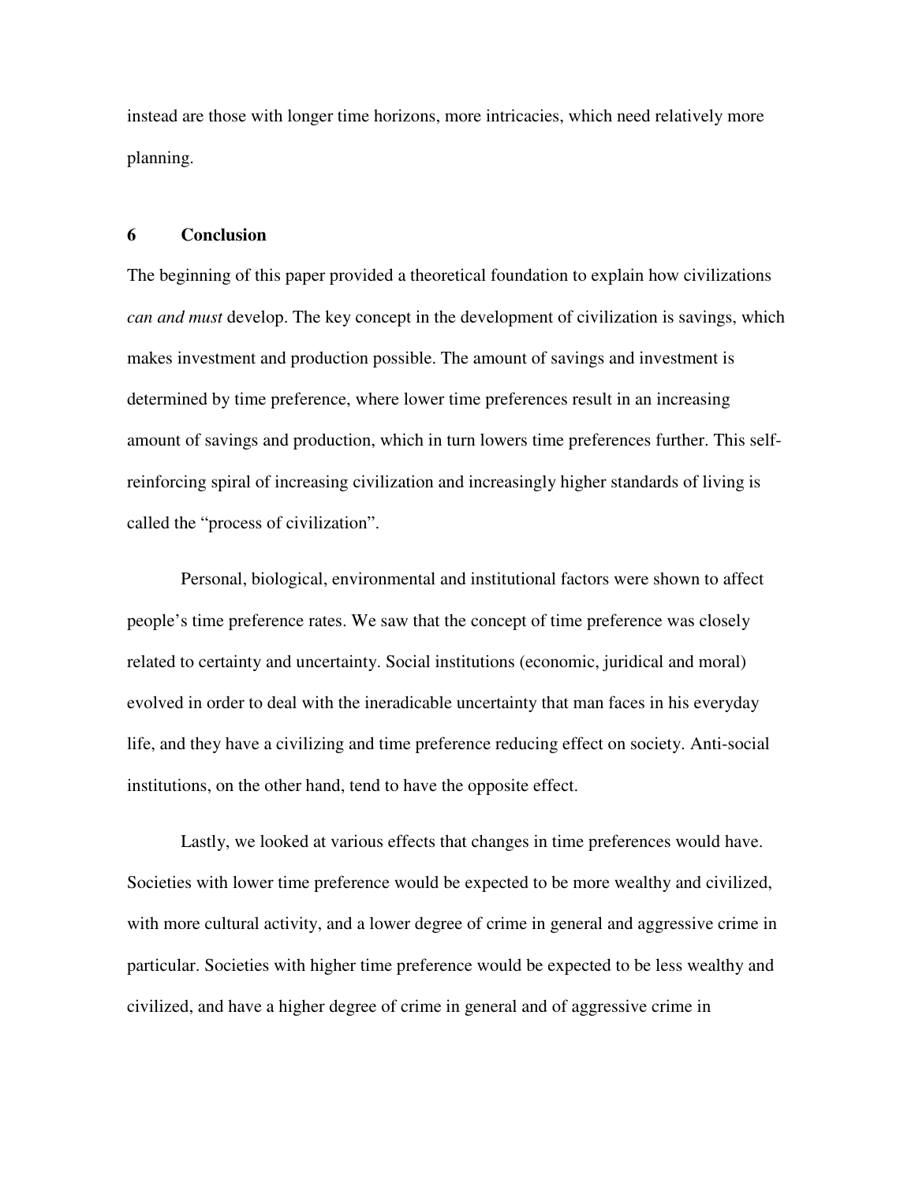instead are those with longer time horizons, more intricacies, which need relatively more planning.

## 6 Conclusion

The beginning of this paper provided a theoretical foundation to explain how civilizations *can and must* develop. The key concept in the development of civilization is savings, which makes investment and production possible. The amount of savings and investment is determined by time preference, where lower time preferences result in an increasing amount of savings and production, which in turn lowers time preferences further. This self-reinforcing spiral of increasing civilization and increasingly higher standards of living is called the "process of civilization".

Personal, biological, environmental and institutional factors were shown to affect people's time preference rates. We saw that the concept of time preference was closely related to certainty and uncertainty. Social institutions (economic, juridical and moral) evolved in order to deal with the ineradicable uncertainty that man faces in his everyday life, and they have a civilizing and time preference reducing effect on society. Anti-social institutions, on the other hand, tend to have the opposite effect.

Lastly, we looked at various effects that changes in time preferences would have. Societies with lower time preference would be expected to be more wealthy and civilized, with more cultural activity, and a lower degree of crime in general and aggressive crime in particular. Societies with higher time preference would be expected to be less wealthy and civilized, and have a higher degree of crime in general and of aggressive crime in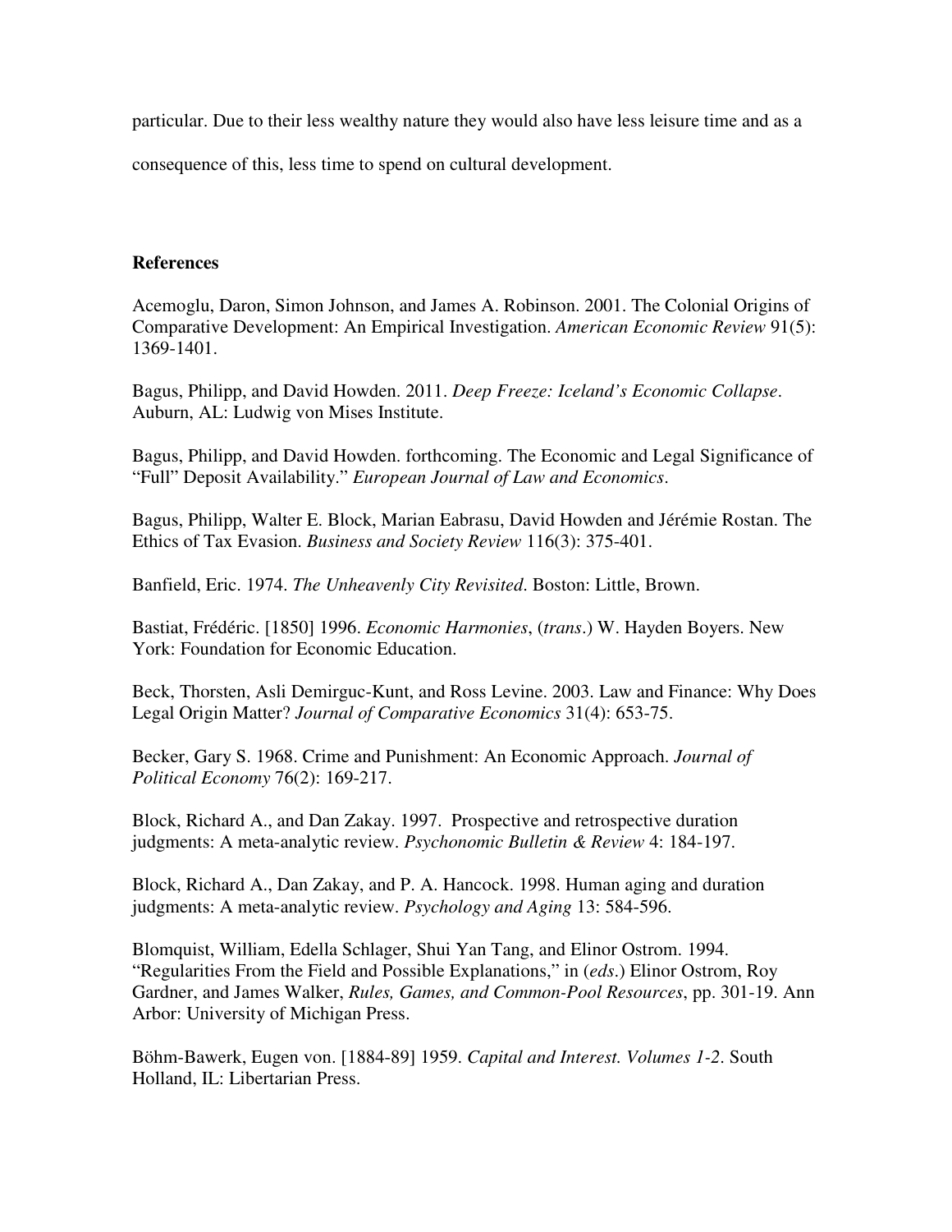particular. Due to their less wealthy nature they would also have less leisure time and as a consequence of this, less time to spend on cultural development.

**References**

Acemoglu, Daron, Simon Johnson, and James A. Robinson. 2001. The Colonial Origins of Comparative Development: An Empirical Investigation. *American Economic Review* 91(5): 1369-1401.

Bagus, Philipp, and David Howden. 2011. *Deep Freeze: Iceland's Economic Collapse*. Auburn, AL: Ludwig von Mises Institute.

Bagus, Philipp, and David Howden. forthcoming. The Economic and Legal Significance of "Full" Deposit Availability." *European Journal of Law and Economics*.

Bagus, Philipp, Walter E. Block, Marian Eabrasu, David Howden and Jérémie Rostan. The Ethics of Tax Evasion. *Business and Society Review* 116(3): 375-401.

Banfield, Eric. 1974. *The Unheavenly City Revisited*. Boston: Little, Brown.

Bastiat, Frédéric. [1850] 1996. *Economic Harmonies*, (*trans*.) W. Hayden Boyers. New York: Foundation for Economic Education.

Beck, Thorsten, Asli Demirguc-Kunt, and Ross Levine. 2003. Law and Finance: Why Does Legal Origin Matter? *Journal of Comparative Economics* 31(4): 653-75.

Becker, Gary S. 1968. Crime and Punishment: An Economic Approach. *Journal of Political Economy* 76(2): 169-217.

Block, Richard A., and Dan Zakay. 1997. Prospective and retrospective duration judgments: A meta-analytic review. *Psychonomic Bulletin & Review* 4: 184-197.

Block, Richard A., Dan Zakay, and P. A. Hancock. 1998. Human aging and duration judgments: A meta-analytic review. *Psychology and Aging* 13: 584-596.

Blomquist, William, Edella Schlager, Shui Yan Tang, and Elinor Ostrom. 1994. "Regularities From the Field and Possible Explanations," in (*eds*.) Elinor Ostrom, Roy Gardner, and James Walker, *Rules, Games, and Common-Pool Resources*, pp. 301-19. Ann Arbor: University of Michigan Press.

Böhm-Bawerk, Eugen von. [1884-89] 1959. *Capital and Interest. Volumes 1-2*. South Holland, IL: Libertarian Press.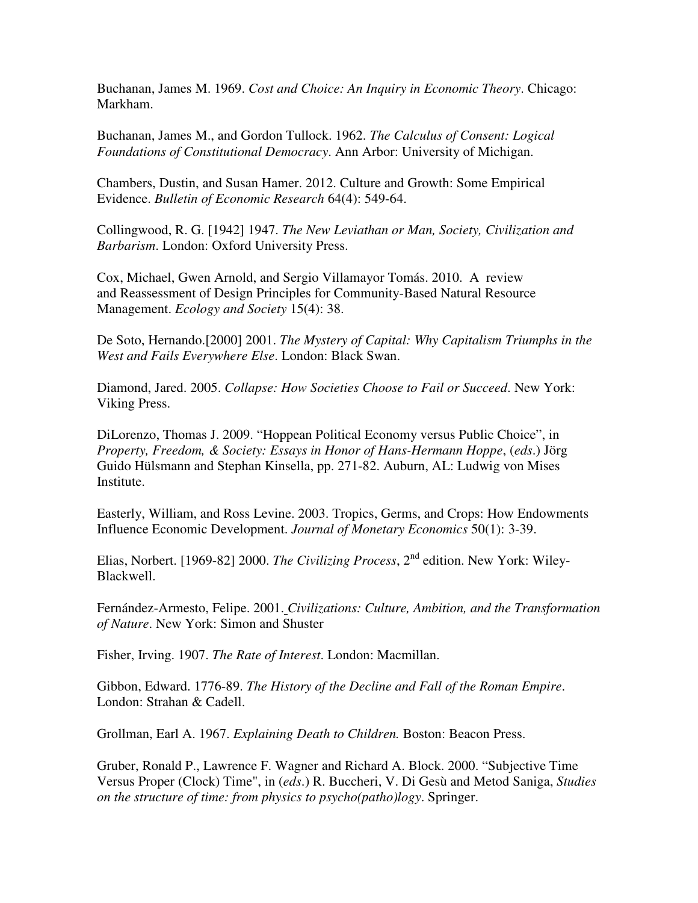Buchanan, James M. 1969. *Cost and Choice: An Inquiry in Economic Theory*. Chicago: Markham.

Buchanan, James M., and Gordon Tullock. 1962. *The Calculus of Consent: Logical Foundations of Constitutional Democracy*. Ann Arbor: University of Michigan.

Chambers, Dustin, and Susan Hamer. 2012. Culture and Growth: Some Empirical Evidence. *Bulletin of Economic Research* 64(4): 549-64.

Collingwood, R. G. [1942] 1947. *The New Leviathan or Man, Society, Civilization and Barbarism*. London: Oxford University Press.

Cox, Michael, Gwen Arnold, and Sergio Villamayor Tomás. 2010. A review and Reassessment of Design Principles for Community-Based Natural Resource Management. *Ecology and Society* 15(4): 38.

De Soto, Hernando.[2000] 2001. *The Mystery of Capital: Why Capitalism Triumphs in the West and Fails Everywhere Else*. London: Black Swan.

Diamond, Jared. 2005. *Collapse: How Societies Choose to Fail or Succeed*. New York: Viking Press.

DiLorenzo, Thomas J. 2009. "Hoppean Political Economy versus Public Choice", in *Property, Freedom, & Society: Essays in Honor of Hans-Hermann Hoppe*, (*eds*.) Jörg Guido Hülsmann and Stephan Kinsella, pp. 271-82. Auburn, AL: Ludwig von Mises Institute.

Easterly, William, and Ross Levine. 2003. Tropics, Germs, and Crops: How Endowments Influence Economic Development. *Journal of Monetary Economics* 50(1): 3-39.

Elias, Norbert. [1969-82] 2000. *The Civilizing Process*, 2nd edition. New York: Wiley-Blackwell.

Fernández-Armesto, Felipe. 2001. *Civilizations: Culture, Ambition, and the Transformation of Nature*. New York: Simon and Shuster

Fisher, Irving. 1907. *The Rate of Interest*. London: Macmillan.

Gibbon, Edward. 1776-89. *The History of the Decline and Fall of the Roman Empire*. London: Strahan & Cadell.

Grollman, Earl A. 1967. *Explaining Death to Children.* Boston: Beacon Press.

Gruber, Ronald P., Lawrence F. Wagner and Richard A. Block. 2000. "Subjective Time Versus Proper (Clock) Time", in (*eds*.) R. Buccheri, V. Di Gesù and Metod Saniga, *Studies on the structure of time: from physics to psycho(patho)logy*. Springer.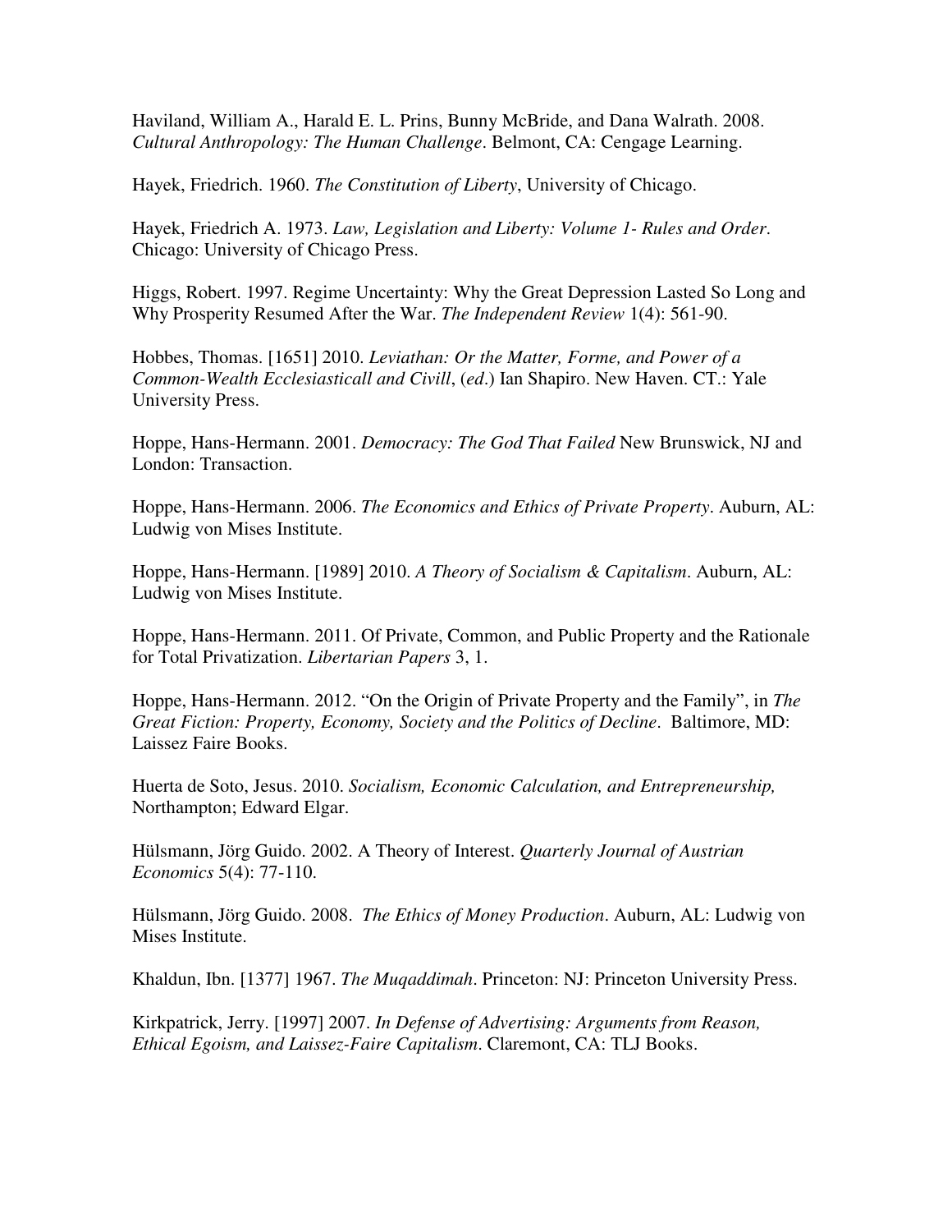Haviland, William A., Harald E. L. Prins, Bunny McBride, and Dana Walrath. 2008. *Cultural Anthropology: The Human Challenge*. Belmont, CA: Cengage Learning.

Hayek, Friedrich. 1960. *The Constitution of Liberty*, University of Chicago.

Hayek, Friedrich A. 1973. *Law, Legislation and Liberty: Volume 1- Rules and Order*. Chicago: University of Chicago Press.

Higgs, Robert. 1997. Regime Uncertainty: Why the Great Depression Lasted So Long and Why Prosperity Resumed After the War. *The Independent Review* 1(4): 561-90.

Hobbes, Thomas. [1651] 2010. *Leviathan: Or the Matter, Forme, and Power of a Common-Wealth Ecclesiasticall and Civill*, (*ed*.) Ian Shapiro. New Haven. CT.: Yale University Press.

Hoppe, Hans-Hermann. 2001. *Democracy: The God That Failed* New Brunswick, NJ and London: Transaction.

Hoppe, Hans-Hermann. 2006. *The Economics and Ethics of Private Property*. Auburn, AL: Ludwig von Mises Institute.

Hoppe, Hans-Hermann. [1989] 2010. *A Theory of Socialism & Capitalism*. Auburn, AL: Ludwig von Mises Institute.

Hoppe, Hans-Hermann. 2011. Of Private, Common, and Public Property and the Rationale for Total Privatization. *Libertarian Papers* 3, 1.

Hoppe, Hans-Hermann. 2012. "On the Origin of Private Property and the Family", in *The Great Fiction: Property, Economy, Society and the Politics of Decline*. Baltimore, MD: Laissez Faire Books.

Huerta de Soto, Jesus. 2010. *Socialism, Economic Calculation, and Entrepreneurship,* Northampton; Edward Elgar.

Hülsmann, Jörg Guido. 2002. A Theory of Interest. *Quarterly Journal of Austrian Economics* 5(4): 77-110.

Hülsmann, Jörg Guido. 2008. *The Ethics of Money Production*. Auburn, AL: Ludwig von Mises Institute.

Khaldun, Ibn. [1377] 1967. *The Muqaddimah*. Princeton: NJ: Princeton University Press.

Kirkpatrick, Jerry. [1997] 2007. *In Defense of Advertising: Arguments from Reason, Ethical Egoism, and Laissez-Faire Capitalism*. Claremont, CA: TLJ Books.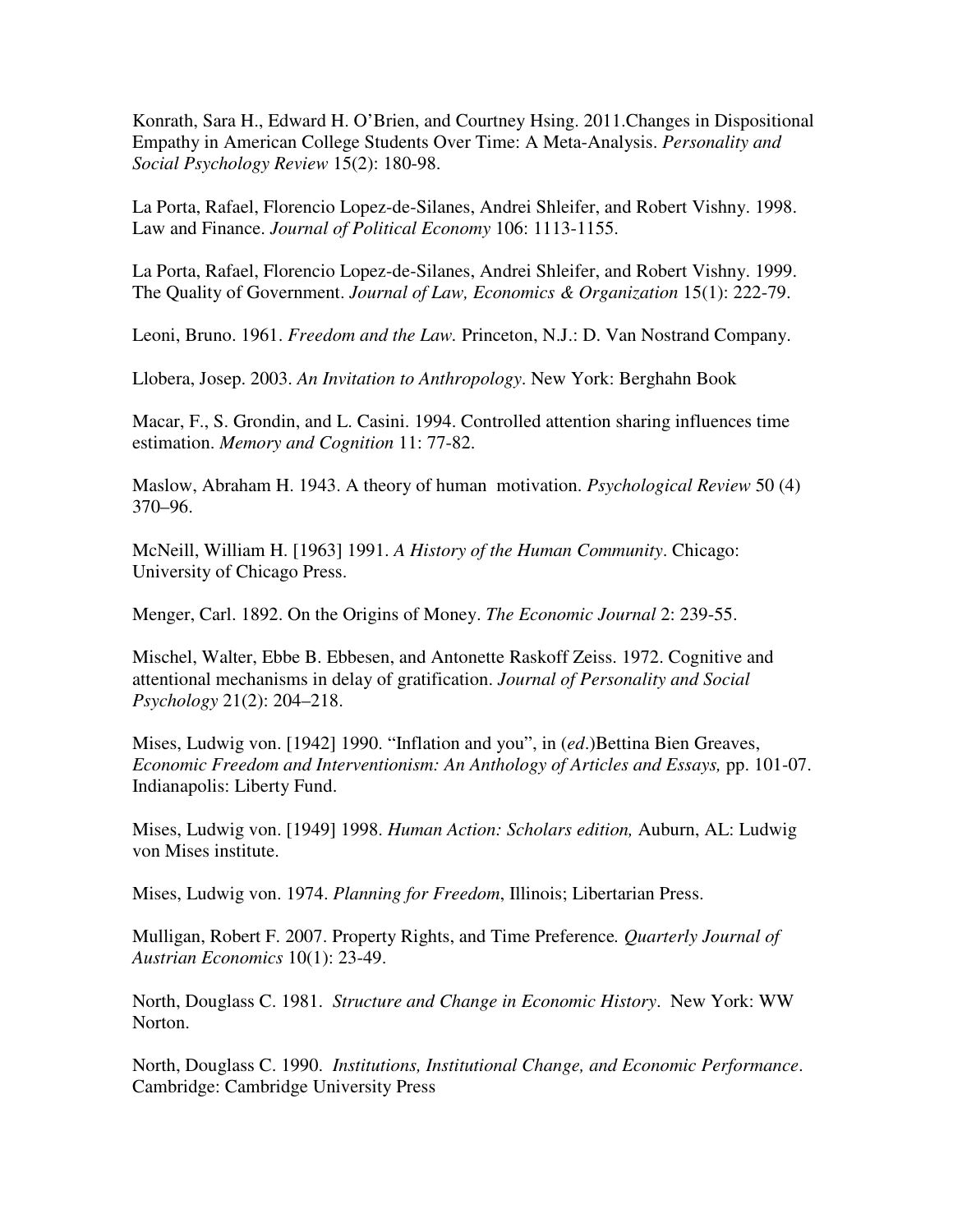Konrath, Sara H., Edward H. O'Brien, and Courtney Hsing. 2011.Changes in Dispositional Empathy in American College Students Over Time: A Meta-Analysis. *Personality and Social Psychology Review* 15(2): 180-98.

La Porta, Rafael, Florencio Lopez-de-Silanes, Andrei Shleifer, and Robert Vishny. 1998. Law and Finance. *Journal of Political Economy* 106: 1113-1155.

La Porta, Rafael, Florencio Lopez-de-Silanes, Andrei Shleifer, and Robert Vishny. 1999. The Quality of Government. *Journal of Law, Economics & Organization* 15(1): 222-79.

Leoni, Bruno. 1961. *Freedom and the Law.* Princeton, N.J.: D. Van Nostrand Company.

Llobera, Josep. 2003. *An Invitation to Anthropology*. New York: Berghahn Book

Macar, F., S. Grondin, and L. Casini. 1994. Controlled attention sharing influences time estimation. *Memory and Cognition* 11: 77-82.

Maslow, Abraham H. 1943. A theory of human motivation. *Psychological Review* 50 (4) 370–96.

McNeill, William H. [1963] 1991. *A History of the Human Community*. Chicago: University of Chicago Press.

Menger, Carl. 1892. On the Origins of Money. *The Economic Journal* 2: 239-55.

Mischel, Walter, Ebbe B. Ebbesen, and Antonette Raskoff Zeiss. 1972. Cognitive and attentional mechanisms in delay of gratification. *Journal of Personality and Social Psychology* 21(2): 204–218.

Mises, Ludwig von. [1942] 1990. "Inflation and you", in (*ed*.)Bettina Bien Greaves, *Economic Freedom and Interventionism: An Anthology of Articles and Essays,* pp. 101-07. Indianapolis: Liberty Fund.

Mises, Ludwig von. [1949] 1998. *Human Action: Scholars edition,* Auburn, AL: Ludwig von Mises institute.

Mises, Ludwig von. 1974. *Planning for Freedom*, Illinois; Libertarian Press.

Mulligan, Robert F. 2007. Property Rights, and Time Preference*. Quarterly Journal of Austrian Economics* 10(1): 23-49.

North, Douglass C. 1981. *Structure and Change in Economic History*. New York: WW Norton.

North, Douglass C. 1990. *Institutions, Institutional Change, and Economic Performance*. Cambridge: Cambridge University Press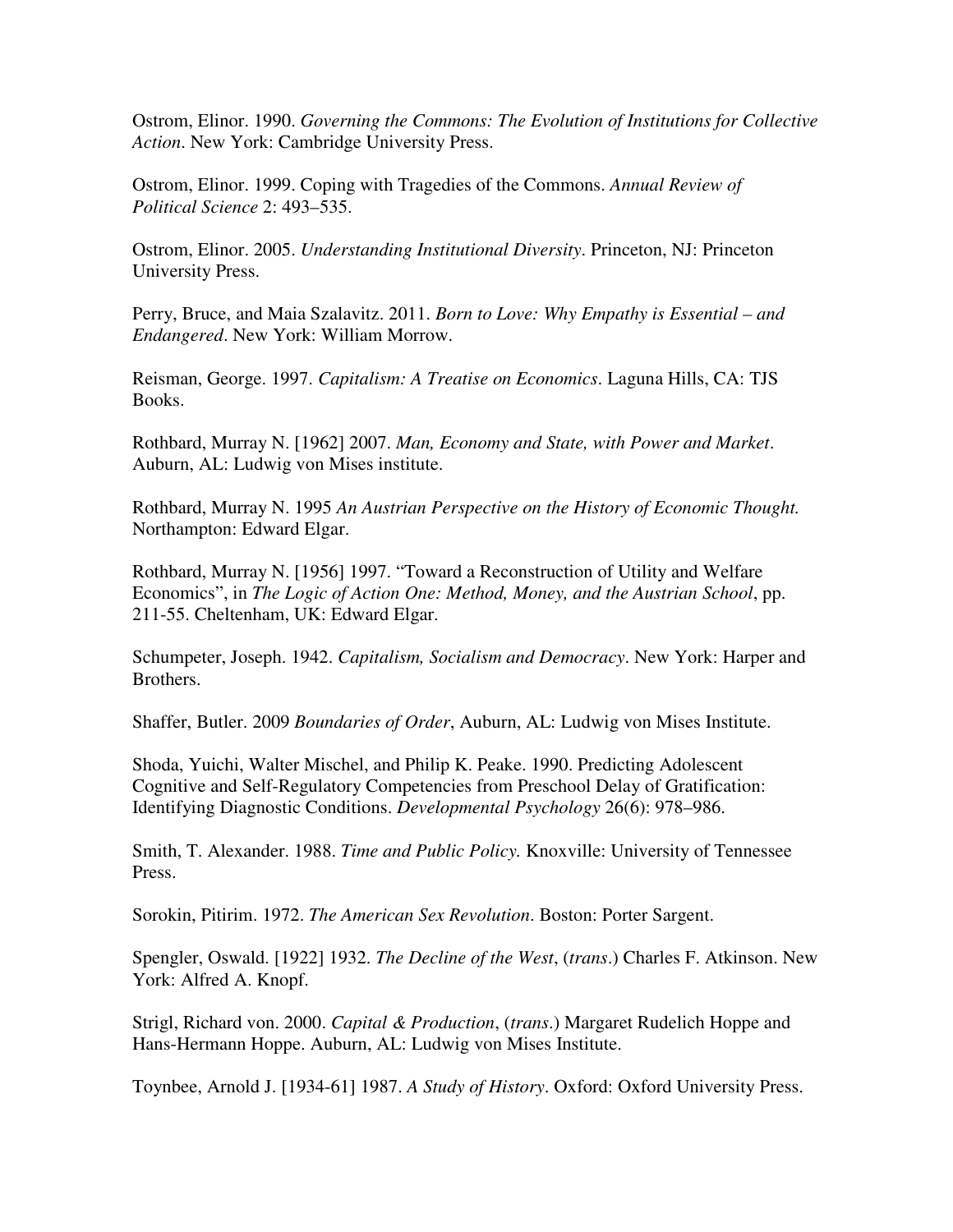Ostrom, Elinor. 1990. *Governing the Commons: The Evolution of Institutions for Collective Action*. New York: Cambridge University Press.

Ostrom, Elinor. 1999. Coping with Tragedies of the Commons. *Annual Review of Political Science* 2: 493–535.

Ostrom, Elinor. 2005. *Understanding Institutional Diversity*. Princeton, NJ: Princeton University Press.

Perry, Bruce, and Maia Szalavitz. 2011. *Born to Love: Why Empathy is Essential – and Endangered*. New York: William Morrow.

Reisman, George. 1997. *Capitalism: A Treatise on Economics*. Laguna Hills, CA: TJS Books.

Rothbard, Murray N. [1962] 2007. *Man, Economy and State, with Power and Market*. Auburn, AL: Ludwig von Mises institute.

Rothbard, Murray N. 1995 *An Austrian Perspective on the History of Economic Thought.* Northampton: Edward Elgar.

Rothbard, Murray N. [1956] 1997. "Toward a Reconstruction of Utility and Welfare Economics", in *The Logic of Action One: Method, Money, and the Austrian School*, pp. 211-55. Cheltenham, UK: Edward Elgar.

Schumpeter, Joseph. 1942. *Capitalism, Socialism and Democracy*. New York: Harper and Brothers.

Shaffer, Butler. 2009 *Boundaries of Order*, Auburn, AL: Ludwig von Mises Institute.

Shoda, Yuichi, Walter Mischel, and Philip K. Peake. 1990. Predicting Adolescent Cognitive and Self-Regulatory Competencies from Preschool Delay of Gratification: Identifying Diagnostic Conditions. *Developmental Psychology* 26(6): 978–986.

Smith, T. Alexander. 1988. *Time and Public Policy.* Knoxville: University of Tennessee Press.

Sorokin, Pitirim. 1972. *The American Sex Revolution*. Boston: Porter Sargent.

Spengler, Oswald. [1922] 1932. *The Decline of the West*, (*trans*.) Charles F. Atkinson. New York: Alfred A. Knopf.

Strigl, Richard von. 2000. *Capital & Production*, (*trans*.) Margaret Rudelich Hoppe and Hans-Hermann Hoppe. Auburn, AL: Ludwig von Mises Institute.

Toynbee, Arnold J. [1934-61] 1987. *A Study of History*. Oxford: Oxford University Press.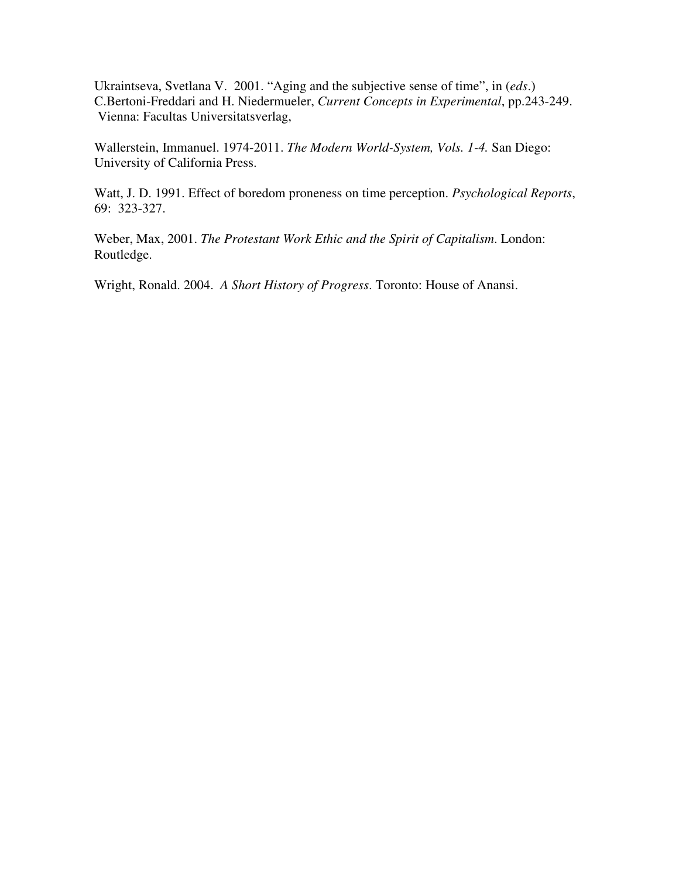Ukraintseva, Svetlana V. 2001. "Aging and the subjective sense of time", in (*eds*.) C.Bertoni-Freddari and H. Niedermueler, *Current Concepts in Experimental*, pp.243-249. Vienna: Facultas Universitatsverlag,

Wallerstein, Immanuel. 1974-2011. *The Modern World-System, Vols. 1-4.* San Diego: University of California Press.

Watt, J. D. 1991. Effect of boredom proneness on time perception. *Psychological Reports*, 69: 323-327.

Weber, Max, 2001. *The Protestant Work Ethic and the Spirit of Capitalism*. London: Routledge.

Wright, Ronald. 2004. *A Short History of Progress*. Toronto: House of Anansi.